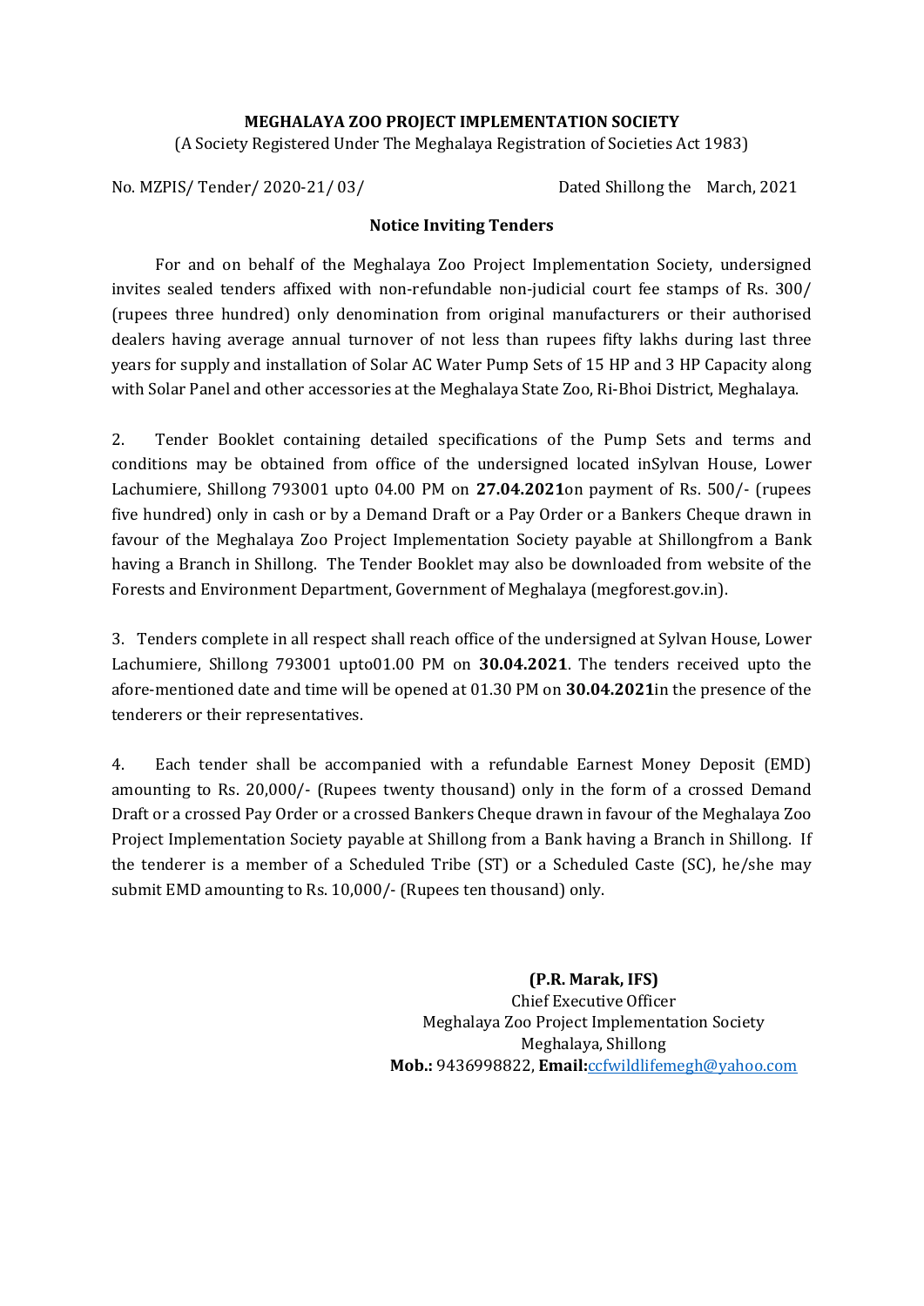**MEGHALAYA ZOO PROJECT IMPLEMENTATION SOCIETY**

(A Society Registered Under The Meghalaya Registration of Societies Act 1983)

No. MZPIS/ Tender/ 2020-21/ 03/ Dated Shillong the March, 2021

## Notice Inviting Tenders

For and on behalf of the Meghalaya Zoo Project Implementation Society, undersigned invites sealed tenders affixed with non-refundable non-judicial court fee stamps of Rs. 300/ (rupees three hundred) only denomination from original manufacturers or their authorised dealers having average annual turnover of not less than rupees fifty lakhs during last three years for supply and installation of Solar AC Water Pump Sets of 15 HP and 3 HP Capacity along with Solar Panel and other accessories at the Meghalaya State Zoo, Ri-Bhoi District, Meghalaya.

2. Tender Booklet containing detailed specifications of the Pump Sets and terms and conditions may be obtained from office of the undersigned located inSylvan House, Lower Lachumiere, Shillong 793001 upto 04.00 PM on **27.04.2021**on payment of Rs. 500/- (rupees five hundred) only in cash or by a Demand Draft or a Pay Order or a Bankers Cheque drawn in favour of the Meghalaya Zoo Project Implementation Society payable at Shillongfrom a Bank having a Branch in Shillong. The Tender Booklet may also be downloaded from website of the Forests and Environment Department, Government of Meghalaya (megforest.gov.in).

3. Tenders complete in all respect shall reach office of the undersigned at Sylvan House, Lower Lachumiere, Shillong 793001 upto01.00 PM on **30.04.2021**. The tenders received upto the afore-mentioned date and time will be opened at 01.30 PM on **30.04.2021**in the presence of the tenderers or their representatives.

4. Each tender shall be accompanied with a refundable Earnest Money Deposit (EMD) amounting to Rs. 20,000/- (Rupees twenty thousand) only in the form of a crossed Demand Draft or a crossed Pay Order or a crossed Bankers Cheque drawn in favour of the Meghalaya Zoo Project Implementation Society payable at Shillong from a Bank having a Branch in Shillong. If the tenderer is a member of a Scheduled Tribe (ST) or a Scheduled Caste (SC), he/she may submit EMD amounting to Rs. 10,000/- (Rupees ten thousand) only.

**(P.R. Marak, IFS)**
Chief Executive Officer
Meghalaya Zoo Project Implementation Society
Meghalaya, Shillong
**Mob.:** 9436998822, **Email:**ccfwildlifemegh@yahoo.com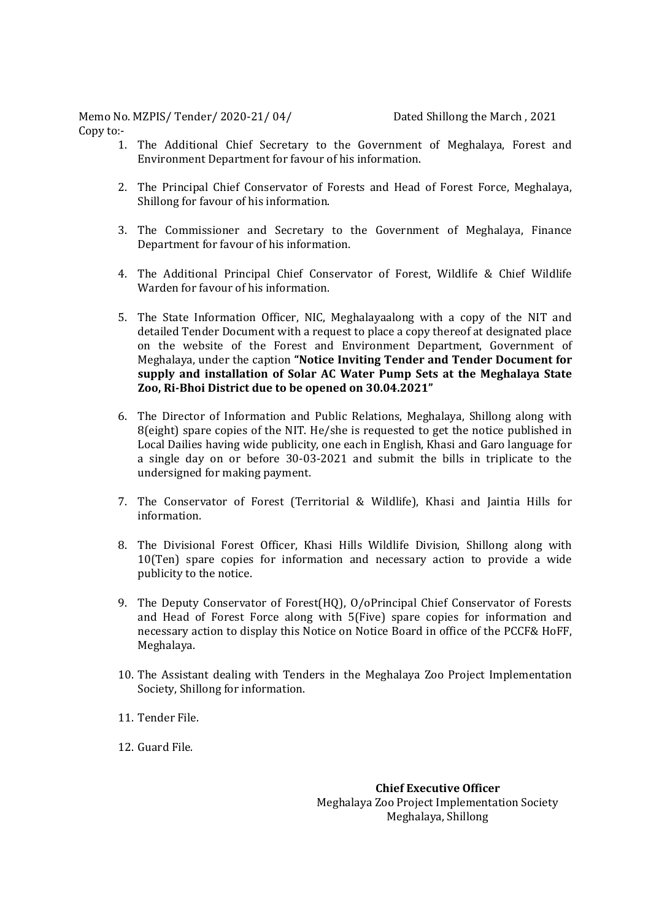Memo No. MZPIS/ Tender/ 2020-21/ 04/ Dated Shillong the March , 2021

Copy to:-

1. The Additional Chief Secretary to the Government of Meghalaya, Forest and Environment Department for favour of his information.

2. The Principal Chief Conservator of Forests and Head of Forest Force, Meghalaya, Shillong for favour of his information.

3. The Commissioner and Secretary to the Government of Meghalaya, Finance Department for favour of his information.

4. The Additional Principal Chief Conservator of Forest, Wildlife & Chief Wildlife Warden for favour of his information.

5. The State Information Officer, NIC, Meghalayaalong with a copy of the NIT and detailed Tender Document with a request to place a copy thereof at designated place on the website of the Forest and Environment Department, Government of Meghalaya, under the caption **"Notice Inviting Tender and Tender Document for supply and installation of Solar AC Water Pump Sets at the Meghalaya State Zoo, Ri-Bhoi District due to be opened on 30.04.2021"**

6. The Director of Information and Public Relations, Meghalaya, Shillong along with 8(eight) spare copies of the NIT. He/she is requested to get the notice published in Local Dailies having wide publicity, one each in English, Khasi and Garo language for a single day on or before 30-03-2021 and submit the bills in triplicate to the undersigned for making payment.

7. The Conservator of Forest (Territorial & Wildlife), Khasi and Jaintia Hills for information.

8. The Divisional Forest Officer, Khasi Hills Wildlife Division, Shillong along with 10(Ten) spare copies for information and necessary action to provide a wide publicity to the notice.

9. The Deputy Conservator of Forest(HQ), O/oPrincipal Chief Conservator of Forests and Head of Forest Force along with 5(Five) spare copies for information and necessary action to display this Notice on Notice Board in office of the PCCF& HoFF, Meghalaya.

10. The Assistant dealing with Tenders in the Meghalaya Zoo Project Implementation Society, Shillong for information.

11. Tender File.

12. Guard File.

**Chief Executive Officer**
Meghalaya Zoo Project Implementation Society
Meghalaya, Shillong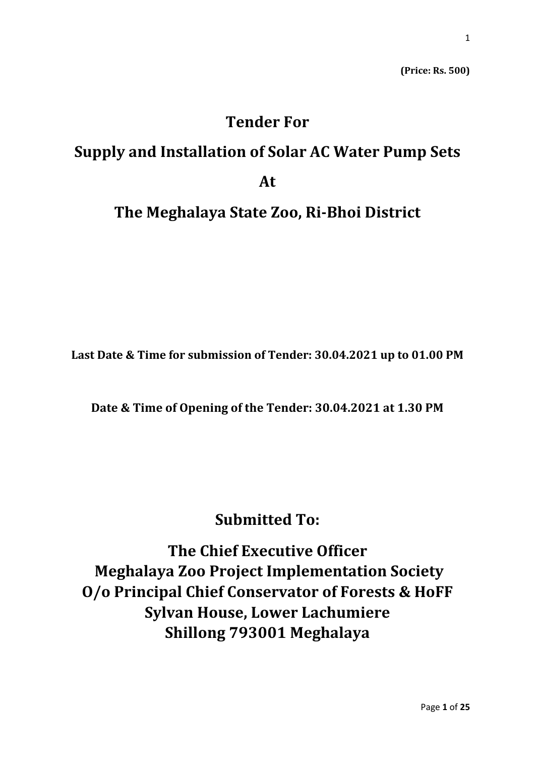**(Price: Rs. 500)**

# Tender For

# Supply and Installation of Solar AC Water Pump Sets

# At

# The Meghalaya State Zoo, Ri-Bhoi District

**Last Date & Time for submission of Tender: 30.04.2021 up to 01.00 PM**

**Date & Time of Opening of the Tender: 30.04.2021 at 1.30 PM**

## Submitted To:

## The Chief Executive Officer
## Meghalaya Zoo Project Implementation Society
## O/o Principal Chief Conservator of Forests & HoFF
## Sylvan House, Lower Lachumiere
## Shillong 793001 Meghalaya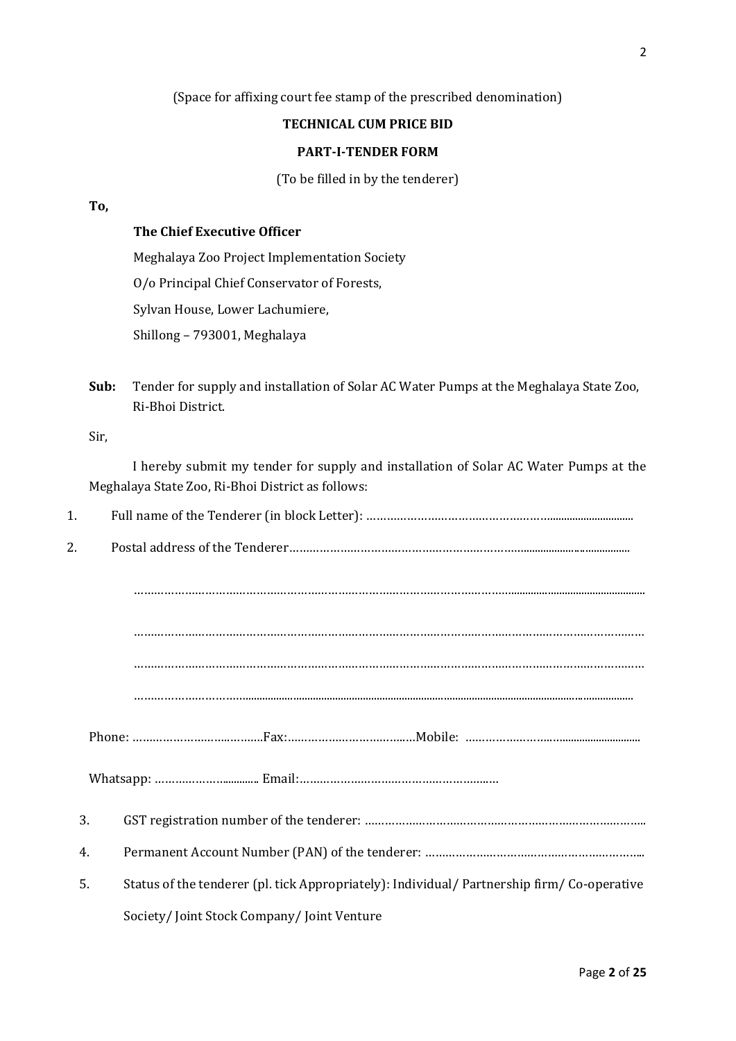(Space for affixing court fee stamp of the prescribed denomination)

**TECHNICAL CUM PRICE BID**

**PART-I-TENDER FORM**

(To be filled in by the tenderer)

**To,**

**The Chief Executive Officer**
Meghalaya Zoo Project Implementation Society
O/o Principal Chief Conservator of Forests,
Sylvan House, Lower Lachumiere,
Shillong – 793001, Meghalaya

**Sub:** Tender for supply and installation of Solar AC Water Pumps at the Meghalaya State Zoo, Ri-Bhoi District.

Sir,

I hereby submit my tender for supply and installation of Solar AC Water Pumps at the Meghalaya State Zoo, Ri-Bhoi District as follows:

1. Full name of the Tenderer (in block Letter): ……………………………………………………..........................

2. Postal address of the Tenderer……………………………………………………………............................

   ……………………………………………………………………………………………………………………

   ……………………………………………………………………………………………………………………

   ……………………………………………………………………………………………………………………

   ……………………………………………………………………………………………………………………

   Phone: ……………………………….Fax:……………………………….Mobile: ………………………..........................

   Whatsapp: ……………….............. Email:…………………………………………………

3. GST registration number of the tenderer: ……………………………………………………………………..

4. Permanent Account Number (PAN) of the tenderer: ……………………………………………………...

5. Status of the tenderer (pl. tick Appropriately): Individual/ Partnership firm/ Co-operative Society/ Joint Stock Company/ Joint Venture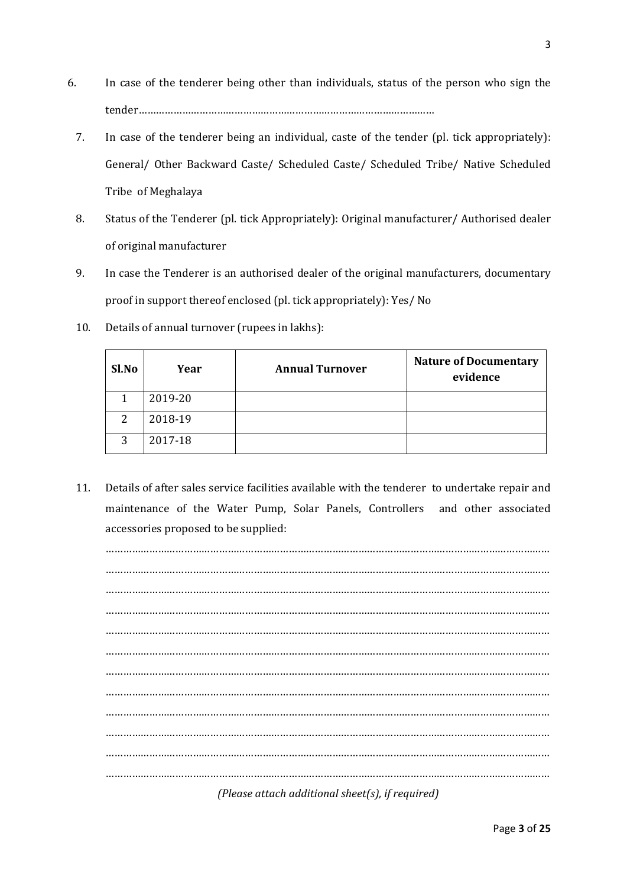6. In case of the tenderer being other than individuals, status of the person who sign the tender……………………………………………………………………………………

7. In case of the tenderer being an individual, caste of the tender (pl. tick appropriately): General/ Other Backward Caste/ Scheduled Caste/ Scheduled Tribe/ Native Scheduled Tribe of Meghalaya

8. Status of the Tenderer (pl. tick Appropriately): Original manufacturer/ Authorised dealer of original manufacturer

9. In case the Tenderer is an authorised dealer of the original manufacturers, documentary proof in support thereof enclosed (pl. tick appropriately): Yes/ No

10. Details of annual turnover (rupees in lakhs):

| Sl.No | Year | Annual Turnover | Nature of Documentary evidence |
|---|---|---|---|
| 1 | 2019-20 | | |
| 2 | 2018-19 | | |
| 3 | 2017-18 | | |

11. Details of after sales service facilities available with the tenderer to undertake repair and maintenance of the Water Pump, Solar Panels, Controllers and other associated accessories proposed to be supplied:

……………………………………………………………………………………………………………………………
……………………………………………………………………………………………………………………………
……………………………………………………………………………………………………………………………
……………………………………………………………………………………………………………………………
……………………………………………………………………………………………………………………………
……………………………………………………………………………………………………………………………
……………………………………………………………………………………………………………………………
……………………………………………………………………………………………………………………………
……………………………………………………………………………………………………………………………
……………………………………………………………………………………………………………………………
……………………………………………………………………………………………………………………………
……………………………………………………………………………………………………………………………

*(Please attach additional sheet(s), if required)*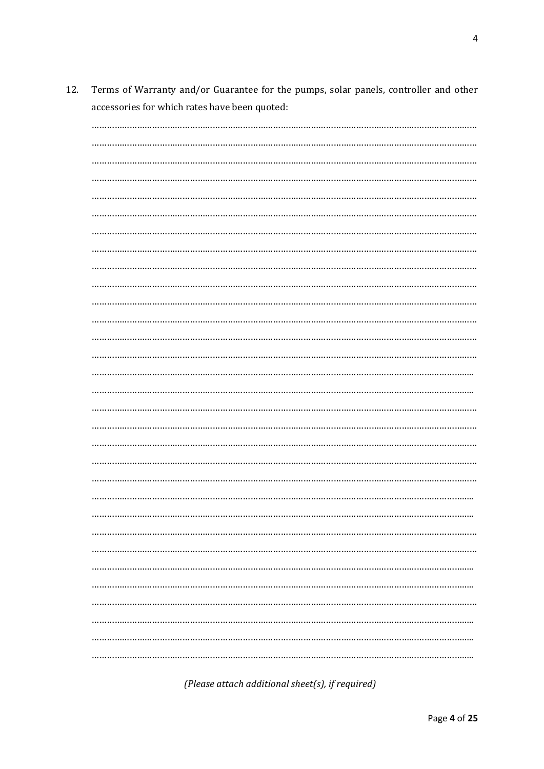12. Terms of Warranty and/or Guarantee for the pumps, solar panels, controller and other accessories for which rates have been quoted:

…………………………………………………………………………………………………………………………………
…………………………………………………………………………………………………………………………………
…………………………………………………………………………………………………………………………………
…………………………………………………………………………………………………………………………………
…………………………………………………………………………………………………………………………………
…………………………………………………………………………………………………………………………………
…………………………………………………………………………………………………………………………………
…………………………………………………………………………………………………………………………………
…………………………………………………………………………………………………………………………………
…………………………………………………………………………………………………………………………………
…………………………………………………………………………………………………………………………………
…………………………………………………………………………………………………………………………………
…………………………………………………………………………………………………………………………………
…………………………………………………………………………………………………………………………………
…………………………………………………………………………………………………………………………………
…………………………………………………………………………………………………………………………………
…………………………………………………………………………………………………………………………………
…………………………………………………………………………………………………………………………………
…………………………………………………………………………………………………………………………………
…………………………………………………………………………………………………………………………………
…………………………………………………………………………………………………………………………………
…………………………………………………………………………………………………………………………………
…………………………………………………………………………………………………………………………………
…………………………………………………………………………………………………………………………………
…………………………………………………………………………………………………………………………………
…………………………………………………………………………………………………………………………………
…………………………………………………………………………………………………………………………………
…………………………………………………………………………………………………………………………………
…………………………………………………………………………………………………………………………………
…………………………………………………………………………………………………………………………………
…………………………………………………………………………………………………………………………………

*(Please attach additional sheet(s), if required)*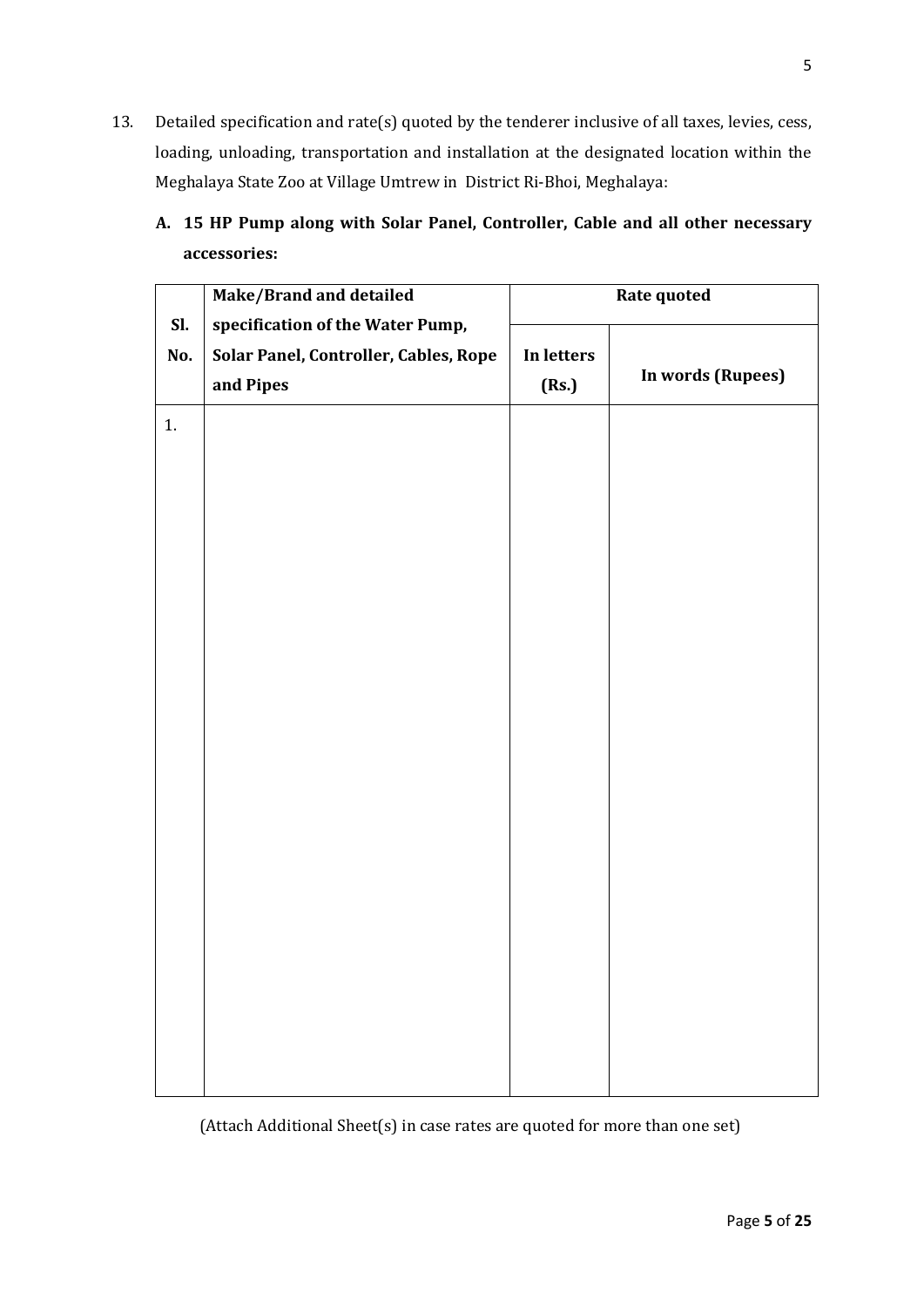13. Detailed specification and rate(s) quoted by the tenderer inclusive of all taxes, levies, cess, loading, unloading, transportation and installation at the designated location within the Meghalaya State Zoo at Village Umtrew in District Ri-Bhoi, Meghalaya:

**A. 15 HP Pump along with Solar Panel, Controller, Cable and all other necessary accessories:**

| Sl. No. | Make/Brand and detailed specification of the Water Pump, Solar Panel, Controller, Cables, Rope and Pipes | Rate quoted | |
|---|---|---|---|
| | | In letters (Rs.) | In words (Rupees) |
| 1. | | | |

(Attach Additional Sheet(s) in case rates are quoted for more than one set)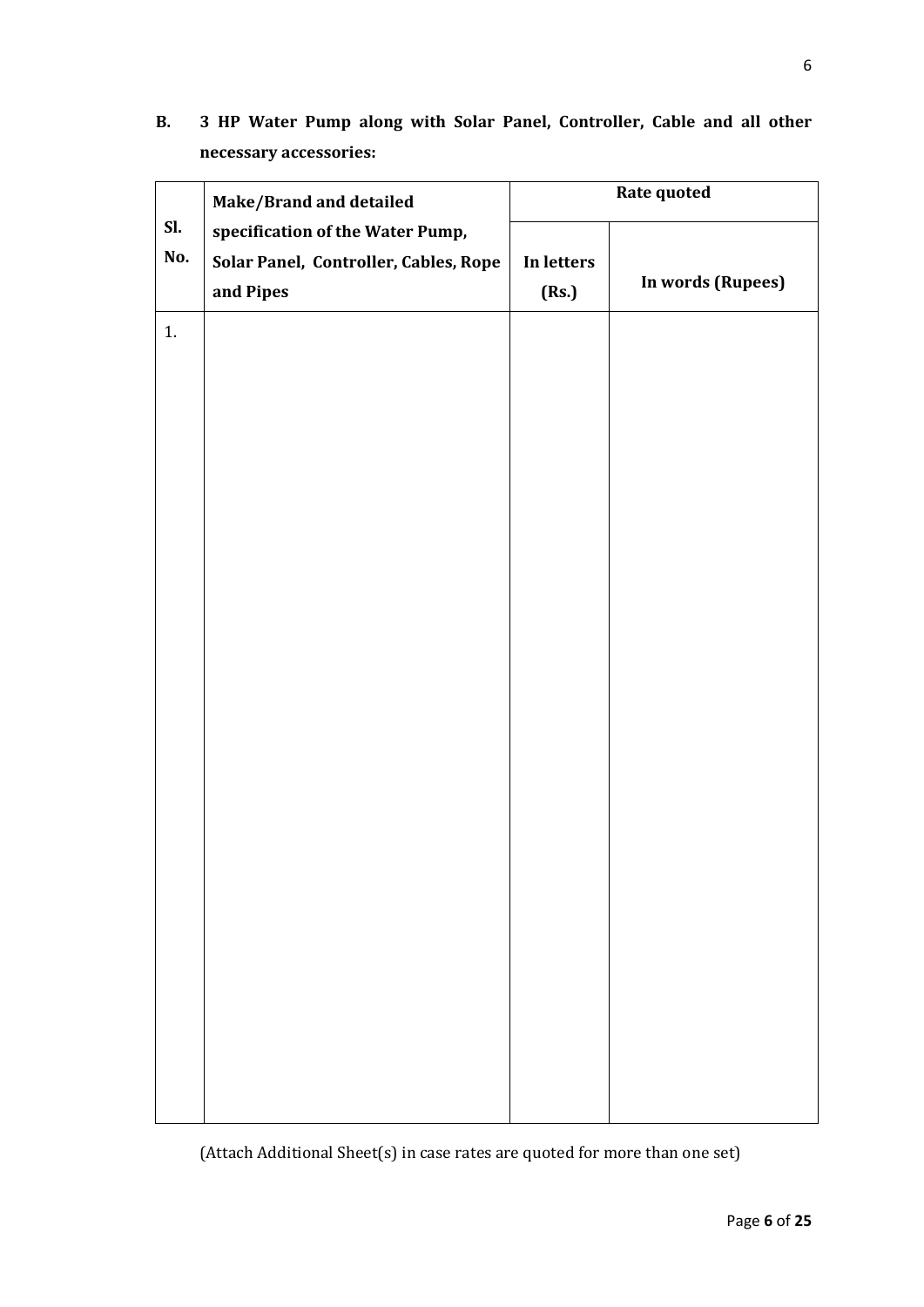**B. 3 HP Water Pump along with Solar Panel, Controller, Cable and all other necessary accessories:**

| Sl. No. | Make/Brand and detailed specification of the Water Pump, Solar Panel, Controller, Cables, Rope and Pipes | Rate quoted | |
|---|---|---|---|
| | | In letters (Rs.) | In words (Rupees) |
| 1. | | | |

(Attach Additional Sheet(s) in case rates are quoted for more than one set)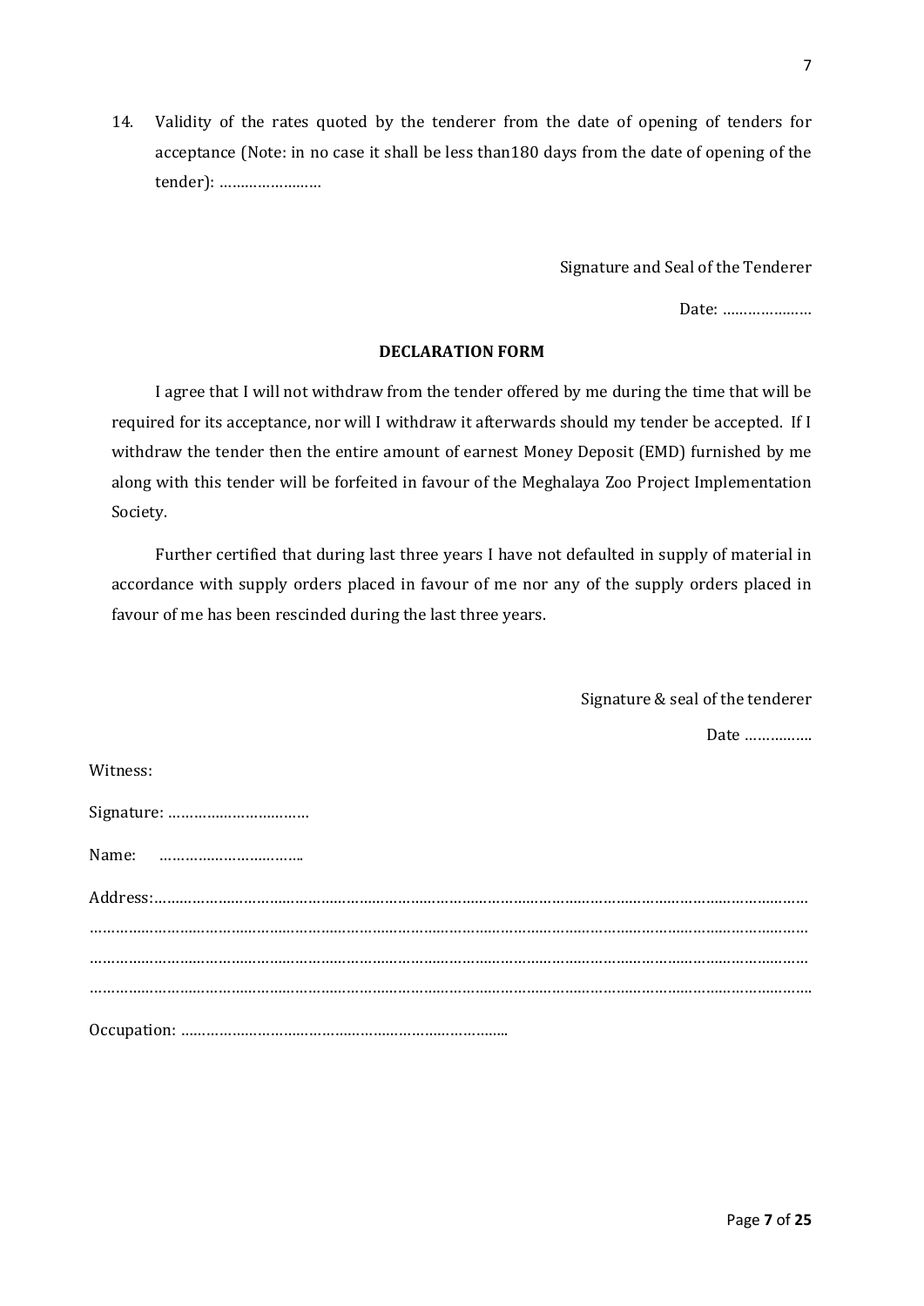14. Validity of the rates quoted by the tenderer from the date of opening of tenders for acceptance (Note: in no case it shall be less than180 days from the date of opening of the tender): ……………………

Signature and Seal of the Tenderer

Date: …………………

**DECLARATION FORM**

I agree that I will not withdraw from the tender offered by me during the time that will be required for its acceptance, nor will I withdraw it afterwards should my tender be accepted. If I withdraw the tender then the entire amount of earnest Money Deposit (EMD) furnished by me along with this tender will be forfeited in favour of the Meghalaya Zoo Project Implementation Society.

Further certified that during last three years I have not defaulted in supply of material in accordance with supply orders placed in favour of me nor any of the supply orders placed in favour of me has been rescinded during the last three years.

Signature & seal of the tenderer

Date …………….

Witness:

Signature: ……………………………

Name: ……………………………..

Address:……………………………………………………………………………………………………………………………
………………………………………………………………………………………………………………………………………
………………………………………………………………………………………………………………………………………
………………………………………………………………………………………………………………………………………

Occupation: …………………………………………………………………..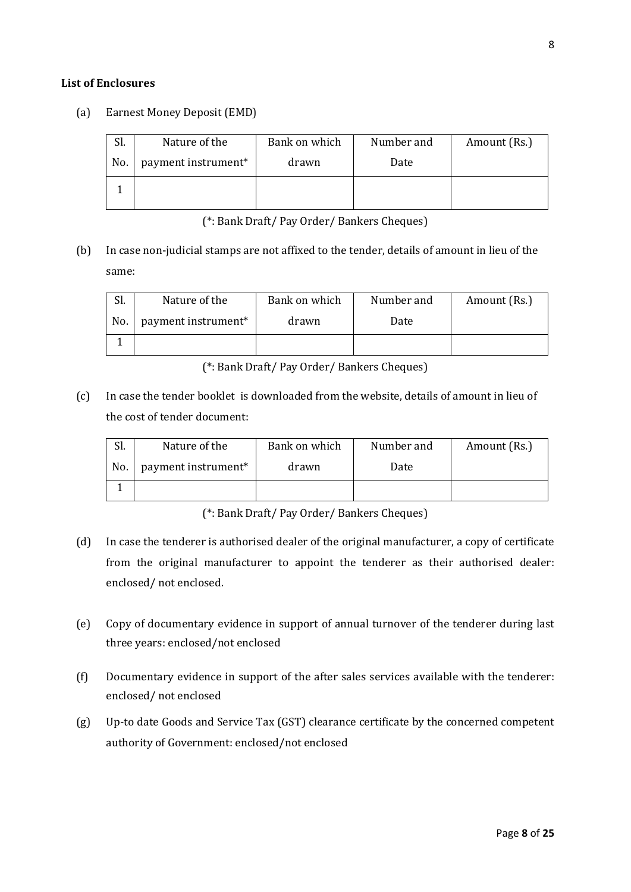**List of Enclosures**

(a) Earnest Money Deposit (EMD)

| Sl. No. | Nature of the payment instrument* | Bank on which drawn | Number and Date | Amount (Rs.) |
|---|---|---|---|---|
| 1 | | | | |

(*: Bank Draft/ Pay Order/ Bankers Cheques)

(b) In case non-judicial stamps are not affixed to the tender, details of amount in lieu of the same:

| Sl. No. | Nature of the payment instrument* | Bank on which drawn | Number and Date | Amount (Rs.) |
|---|---|---|---|---|
| 1 | | | | |

(*: Bank Draft/ Pay Order/ Bankers Cheques)

(c) In case the tender booklet is downloaded from the website, details of amount in lieu of the cost of tender document:

| Sl. No. | Nature of the payment instrument* | Bank on which drawn | Number and Date | Amount (Rs.) |
|---|---|---|---|---|
| 1 | | | | |

(*: Bank Draft/ Pay Order/ Bankers Cheques)

(d) In case the tenderer is authorised dealer of the original manufacturer, a copy of certificate from the original manufacturer to appoint the tenderer as their authorised dealer: enclosed/ not enclosed.

(e) Copy of documentary evidence in support of annual turnover of the tenderer during last three years: enclosed/not enclosed

(f) Documentary evidence in support of the after sales services available with the tenderer: enclosed/ not enclosed

(g) Up-to date Goods and Service Tax (GST) clearance certificate by the concerned competent authority of Government: enclosed/not enclosed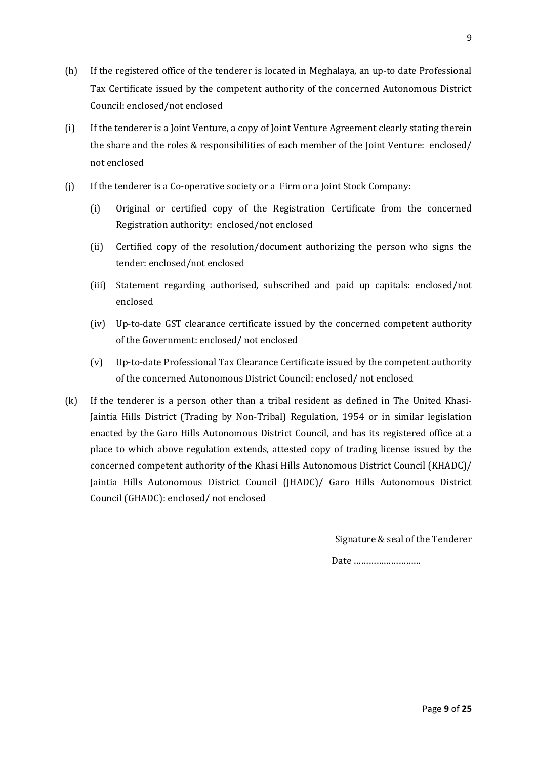(h) If the registered office of the tenderer is located in Meghalaya, an up-to date Professional Tax Certificate issued by the competent authority of the concerned Autonomous District Council: enclosed/not enclosed

(i) If the tenderer is a Joint Venture, a copy of Joint Venture Agreement clearly stating therein the share and the roles & responsibilities of each member of the Joint Venture: enclosed/ not enclosed

(j) If the tenderer is a Co-operative society or a Firm or a Joint Stock Company:

   (i) Original or certified copy of the Registration Certificate from the concerned Registration authority: enclosed/not enclosed

   (ii) Certified copy of the resolution/document authorizing the person who signs the tender: enclosed/not enclosed

   (iii) Statement regarding authorised, subscribed and paid up capitals: enclosed/not enclosed

   (iv) Up-to-date GST clearance certificate issued by the concerned competent authority of the Government: enclosed/ not enclosed

   (v) Up-to-date Professional Tax Clearance Certificate issued by the competent authority of the concerned Autonomous District Council: enclosed/ not enclosed

(k) If the tenderer is a person other than a tribal resident as defined in The United Khasi-Jaintia Hills District (Trading by Non-Tribal) Regulation, 1954 or in similar legislation enacted by the Garo Hills Autonomous District Council, and has its registered office at a place to which above regulation extends, attested copy of trading license issued by the concerned competent authority of the Khasi Hills Autonomous District Council (KHADC)/ Jaintia Hills Autonomous District Council (JHADC)/ Garo Hills Autonomous District Council (GHADC): enclosed/ not enclosed

Signature & seal of the Tenderer

Date ……………………..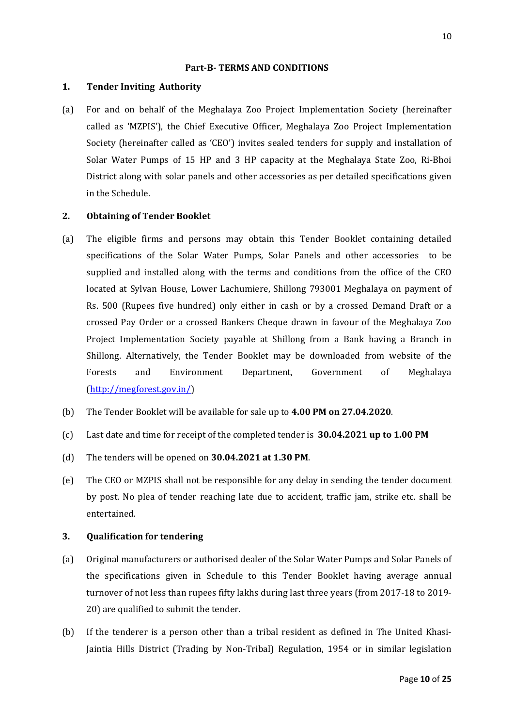**Part-B- TERMS AND CONDITIONS**

**1. Tender Inviting Authority**

(a) For and on behalf of the Meghalaya Zoo Project Implementation Society (hereinafter called as 'MZPIS'), the Chief Executive Officer, Meghalaya Zoo Project Implementation Society (hereinafter called as 'CEO') invites sealed tenders for supply and installation of Solar Water Pumps of 15 HP and 3 HP capacity at the Meghalaya State Zoo, Ri-Bhoi District along with solar panels and other accessories as per detailed specifications given in the Schedule.

**2. Obtaining of Tender Booklet**

(a) The eligible firms and persons may obtain this Tender Booklet containing detailed specifications of the Solar Water Pumps, Solar Panels and other accessories to be supplied and installed along with the terms and conditions from the office of the CEO located at Sylvan House, Lower Lachumiere, Shillong 793001 Meghalaya on payment of Rs. 500 (Rupees five hundred) only either in cash or by a crossed Demand Draft or a crossed Pay Order or a crossed Bankers Cheque drawn in favour of the Meghalaya Zoo Project Implementation Society payable at Shillong from a Bank having a Branch in Shillong. Alternatively, the Tender Booklet may be downloaded from website of the Forests and Environment Department, Government of Meghalaya (http://megforest.gov.in/)

(b) The Tender Booklet will be available for sale up to **4.00 PM on 27.04.2020**.

(c) Last date and time for receipt of the completed tender is **30.04.2021 up to 1.00 PM**

(d) The tenders will be opened on **30.04.2021 at 1.30 PM**.

(e) The CEO or MZPIS shall not be responsible for any delay in sending the tender document by post. No plea of tender reaching late due to accident, traffic jam, strike etc. shall be entertained.

**3. Qualification for tendering**

(a) Original manufacturers or authorised dealer of the Solar Water Pumps and Solar Panels of the specifications given in Schedule to this Tender Booklet having average annual turnover of not less than rupees fifty lakhs during last three years (from 2017-18 to 2019-20) are qualified to submit the tender.

(b) If the tenderer is a person other than a tribal resident as defined in The United Khasi-Jaintia Hills District (Trading by Non-Tribal) Regulation, 1954 or in similar legislation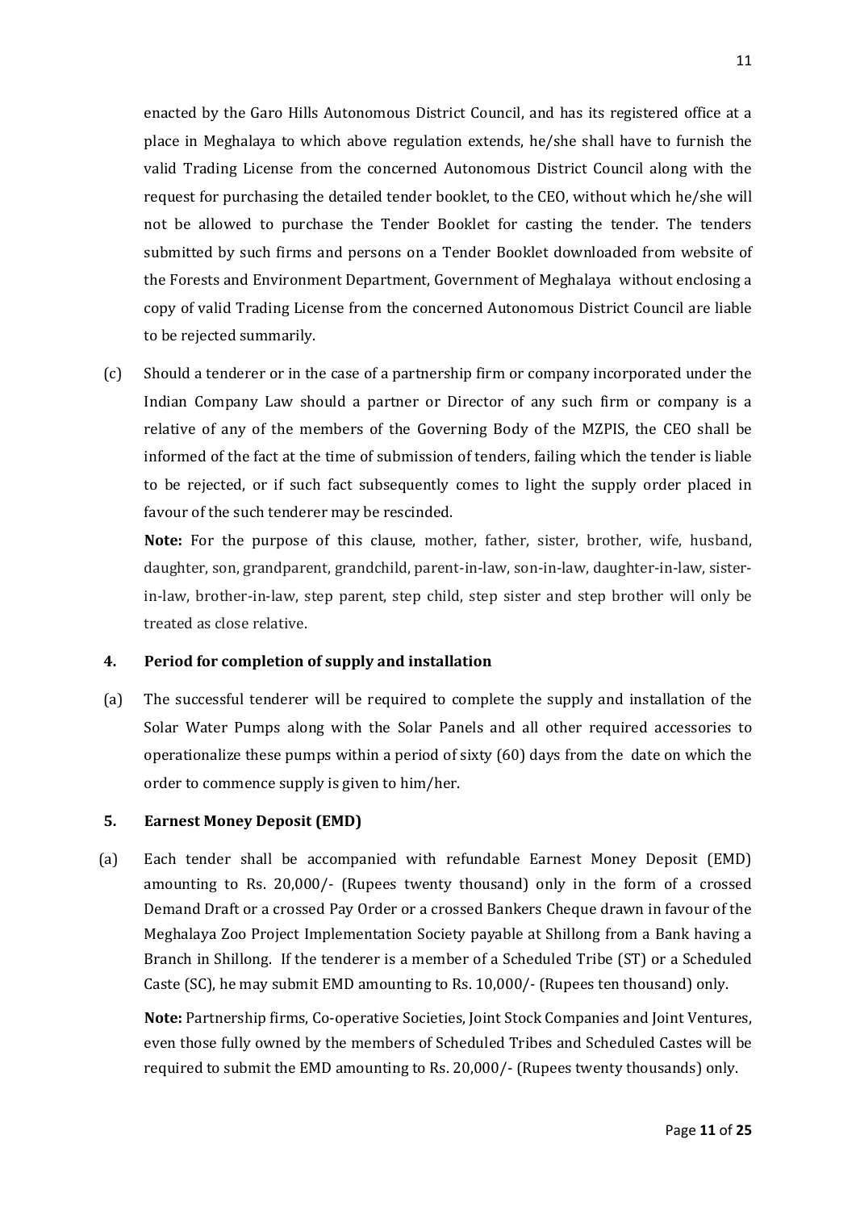enacted by the Garo Hills Autonomous District Council, and has its registered office at a place in Meghalaya to which above regulation extends, he/she shall have to furnish the valid Trading License from the concerned Autonomous District Council along with the request for purchasing the detailed tender booklet, to the CEO, without which he/she will not be allowed to purchase the Tender Booklet for casting the tender. The tenders submitted by such firms and persons on a Tender Booklet downloaded from website of the Forests and Environment Department, Government of Meghalaya without enclosing a copy of valid Trading License from the concerned Autonomous District Council are liable to be rejected summarily.

(c) Should a tenderer or in the case of a partnership firm or company incorporated under the Indian Company Law should a partner or Director of any such firm or company is a relative of any of the members of the Governing Body of the MZPIS, the CEO shall be informed of the fact at the time of submission of tenders, failing which the tender is liable to be rejected, or if such fact subsequently comes to light the supply order placed in favour of the such tenderer may be rescinded.

**Note:** For the purpose of this clause, mother, father, sister, brother, wife, husband, daughter, son, grandparent, grandchild, parent-in-law, son-in-law, daughter-in-law, sister-in-law, brother-in-law, step parent, step child, step sister and step brother will only be treated as close relative.

### 4. Period for completion of supply and installation

(a) The successful tenderer will be required to complete the supply and installation of the Solar Water Pumps along with the Solar Panels and all other required accessories to operationalize these pumps within a period of sixty (60) days from the date on which the order to commence supply is given to him/her.

### 5. Earnest Money Deposit (EMD)

(a) Each tender shall be accompanied with refundable Earnest Money Deposit (EMD) amounting to Rs. 20,000/- (Rupees twenty thousand) only in the form of a crossed Demand Draft or a crossed Pay Order or a crossed Bankers Cheque drawn in favour of the Meghalaya Zoo Project Implementation Society payable at Shillong from a Bank having a Branch in Shillong. If the tenderer is a member of a Scheduled Tribe (ST) or a Scheduled Caste (SC), he may submit EMD amounting to Rs. 10,000/- (Rupees ten thousand) only.

**Note:** Partnership firms, Co-operative Societies, Joint Stock Companies and Joint Ventures, even those fully owned by the members of Scheduled Tribes and Scheduled Castes will be required to submit the EMD amounting to Rs. 20,000/- (Rupees twenty thousands) only.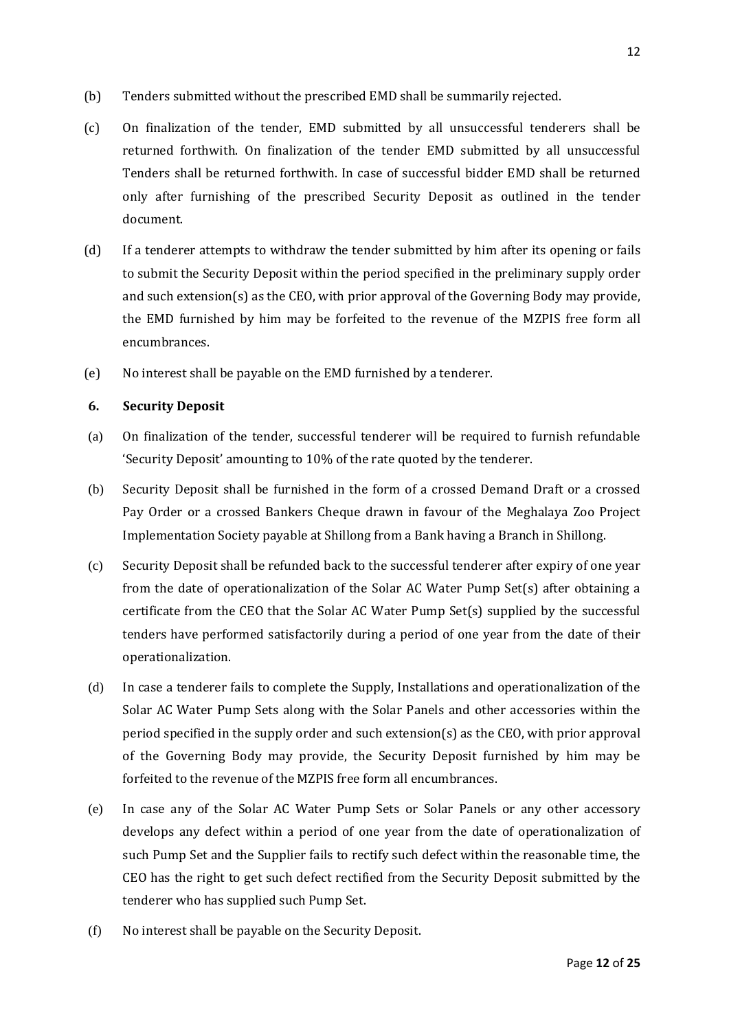(b) Tenders submitted without the prescribed EMD shall be summarily rejected.

(c) On finalization of the tender, EMD submitted by all unsuccessful tenderers shall be returned forthwith. On finalization of the tender EMD submitted by all unsuccessful Tenders shall be returned forthwith. In case of successful bidder EMD shall be returned only after furnishing of the prescribed Security Deposit as outlined in the tender document.

(d) If a tenderer attempts to withdraw the tender submitted by him after its opening or fails to submit the Security Deposit within the period specified in the preliminary supply order and such extension(s) as the CEO, with prior approval of the Governing Body may provide, the EMD furnished by him may be forfeited to the revenue of the MZPIS free form all encumbrances.

(e) No interest shall be payable on the EMD furnished by a tenderer.

**6. Security Deposit**

(a) On finalization of the tender, successful tenderer will be required to furnish refundable 'Security Deposit' amounting to 10% of the rate quoted by the tenderer.

(b) Security Deposit shall be furnished in the form of a crossed Demand Draft or a crossed Pay Order or a crossed Bankers Cheque drawn in favour of the Meghalaya Zoo Project Implementation Society payable at Shillong from a Bank having a Branch in Shillong.

(c) Security Deposit shall be refunded back to the successful tenderer after expiry of one year from the date of operationalization of the Solar AC Water Pump Set(s) after obtaining a certificate from the CEO that the Solar AC Water Pump Set(s) supplied by the successful tenders have performed satisfactorily during a period of one year from the date of their operationalization.

(d) In case a tenderer fails to complete the Supply, Installations and operationalization of the Solar AC Water Pump Sets along with the Solar Panels and other accessories within the period specified in the supply order and such extension(s) as the CEO, with prior approval of the Governing Body may provide, the Security Deposit furnished by him may be forfeited to the revenue of the MZPIS free form all encumbrances.

(e) In case any of the Solar AC Water Pump Sets or Solar Panels or any other accessory develops any defect within a period of one year from the date of operationalization of such Pump Set and the Supplier fails to rectify such defect within the reasonable time, the CEO has the right to get such defect rectified from the Security Deposit submitted by the tenderer who has supplied such Pump Set.

(f) No interest shall be payable on the Security Deposit.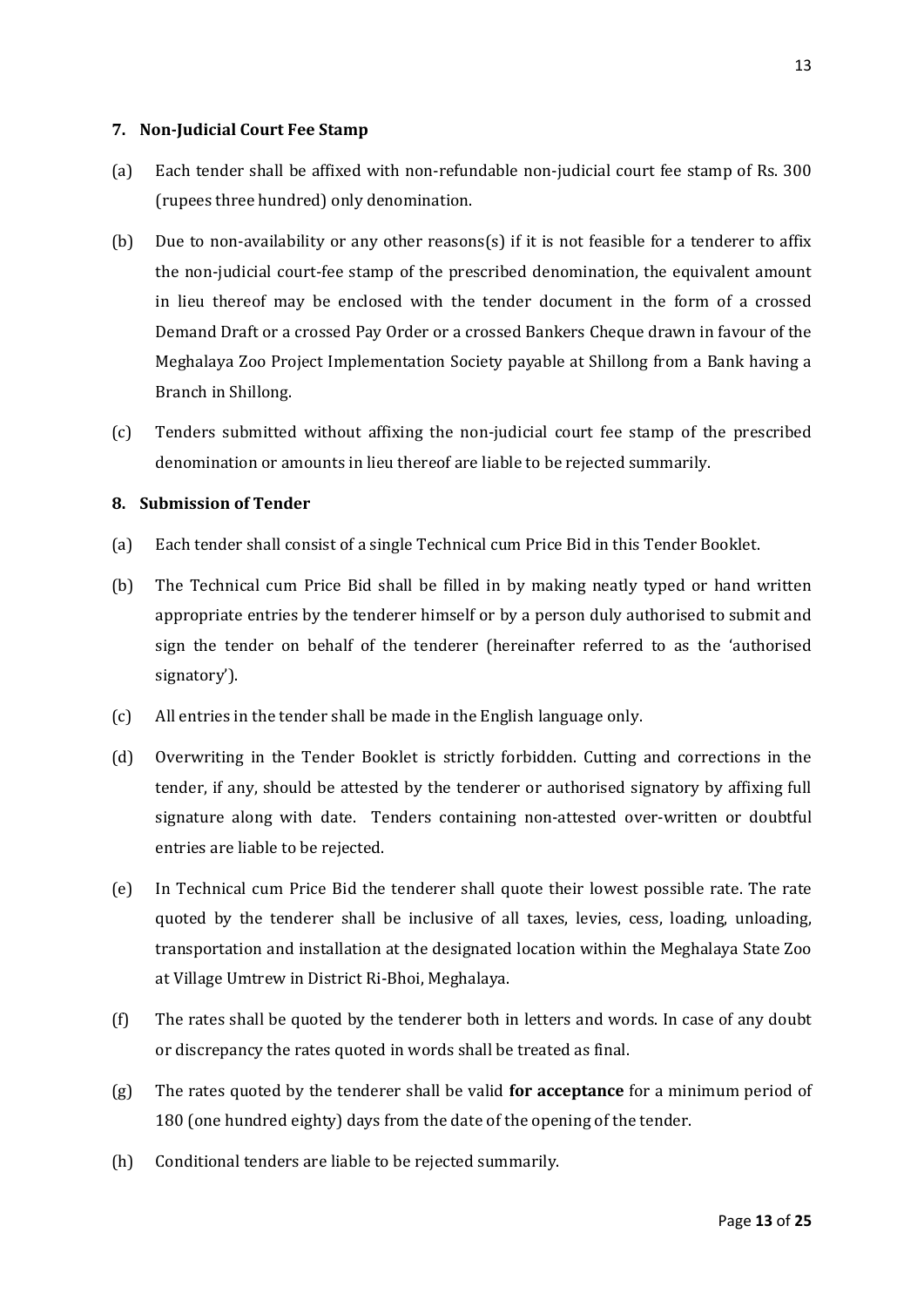## 7. Non-Judicial Court Fee Stamp

(a) Each tender shall be affixed with non-refundable non-judicial court fee stamp of Rs. 300 (rupees three hundred) only denomination.

(b) Due to non-availability or any other reasons(s) if it is not feasible for a tenderer to affix the non-judicial court-fee stamp of the prescribed denomination, the equivalent amount in lieu thereof may be enclosed with the tender document in the form of a crossed Demand Draft or a crossed Pay Order or a crossed Bankers Cheque drawn in favour of the Meghalaya Zoo Project Implementation Society payable at Shillong from a Bank having a Branch in Shillong.

(c) Tenders submitted without affixing the non-judicial court fee stamp of the prescribed denomination or amounts in lieu thereof are liable to be rejected summarily.

## 8. Submission of Tender

(a) Each tender shall consist of a single Technical cum Price Bid in this Tender Booklet.

(b) The Technical cum Price Bid shall be filled in by making neatly typed or hand written appropriate entries by the tenderer himself or by a person duly authorised to submit and sign the tender on behalf of the tenderer (hereinafter referred to as the 'authorised signatory').

(c) All entries in the tender shall be made in the English language only.

(d) Overwriting in the Tender Booklet is strictly forbidden. Cutting and corrections in the tender, if any, should be attested by the tenderer or authorised signatory by affixing full signature along with date. Tenders containing non-attested over-written or doubtful entries are liable to be rejected.

(e) In Technical cum Price Bid the tenderer shall quote their lowest possible rate. The rate quoted by the tenderer shall be inclusive of all taxes, levies, cess, loading, unloading, transportation and installation at the designated location within the Meghalaya State Zoo at Village Umtrew in District Ri-Bhoi, Meghalaya.

(f) The rates shall be quoted by the tenderer both in letters and words. In case of any doubt or discrepancy the rates quoted in words shall be treated as final.

(g) The rates quoted by the tenderer shall be valid **for acceptance** for a minimum period of 180 (one hundred eighty) days from the date of the opening of the tender.

(h) Conditional tenders are liable to be rejected summarily.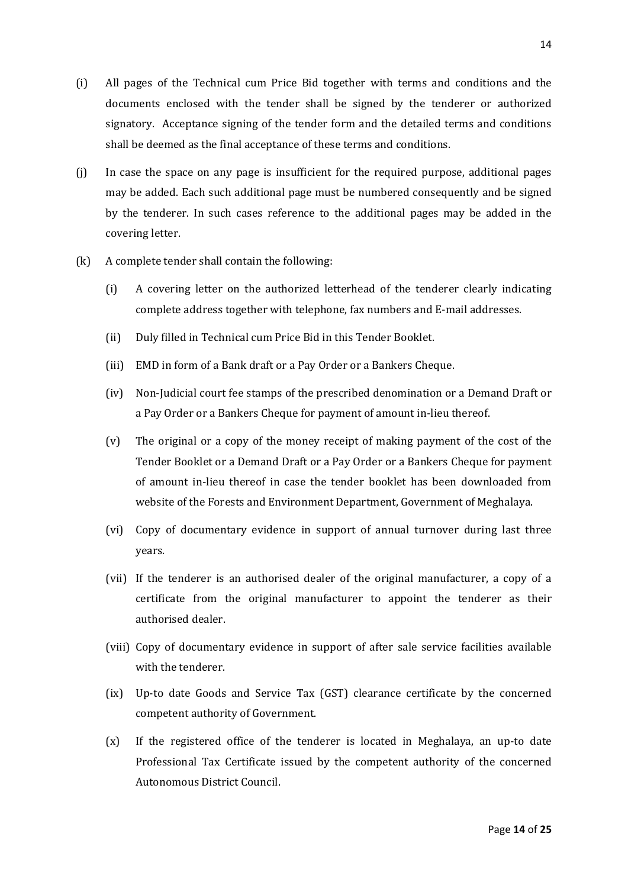(i) All pages of the Technical cum Price Bid together with terms and conditions and the documents enclosed with the tender shall be signed by the tenderer or authorized signatory. Acceptance signing of the tender form and the detailed terms and conditions shall be deemed as the final acceptance of these terms and conditions.

(j) In case the space on any page is insufficient for the required purpose, additional pages may be added. Each such additional page must be numbered consequently and be signed by the tenderer. In such cases reference to the additional pages may be added in the covering letter.

(k) A complete tender shall contain the following:

   (i) A covering letter on the authorized letterhead of the tenderer clearly indicating complete address together with telephone, fax numbers and E-mail addresses.

   (ii) Duly filled in Technical cum Price Bid in this Tender Booklet.

   (iii) EMD in form of a Bank draft or a Pay Order or a Bankers Cheque.

   (iv) Non-Judicial court fee stamps of the prescribed denomination or a Demand Draft or a Pay Order or a Bankers Cheque for payment of amount in-lieu thereof.

   (v) The original or a copy of the money receipt of making payment of the cost of the Tender Booklet or a Demand Draft or a Pay Order or a Bankers Cheque for payment of amount in-lieu thereof in case the tender booklet has been downloaded from website of the Forests and Environment Department, Government of Meghalaya.

   (vi) Copy of documentary evidence in support of annual turnover during last three years.

   (vii) If the tenderer is an authorised dealer of the original manufacturer, a copy of a certificate from the original manufacturer to appoint the tenderer as their authorised dealer.

   (viii) Copy of documentary evidence in support of after sale service facilities available with the tenderer.

   (ix) Up-to date Goods and Service Tax (GST) clearance certificate by the concerned competent authority of Government.

   (x) If the registered office of the tenderer is located in Meghalaya, an up-to date Professional Tax Certificate issued by the competent authority of the concerned Autonomous District Council.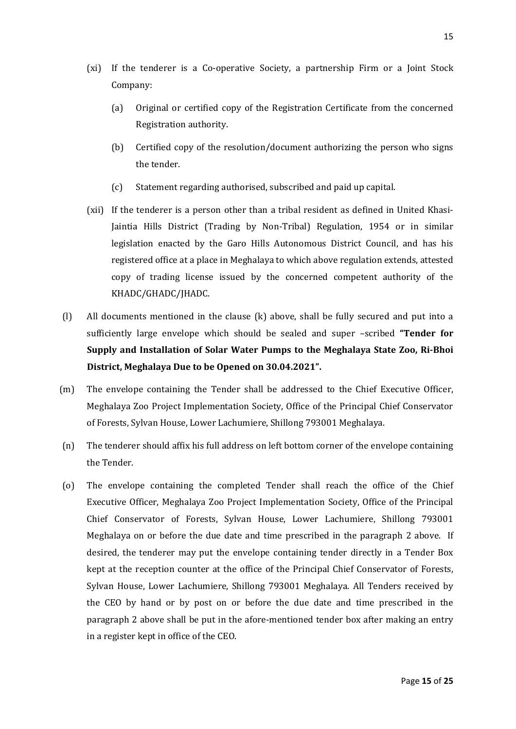(xi) If the tenderer is a Co-operative Society, a partnership Firm or a Joint Stock Company:

   (a) Original or certified copy of the Registration Certificate from the concerned Registration authority.

   (b) Certified copy of the resolution/document authorizing the person who signs the tender.

   (c) Statement regarding authorised, subscribed and paid up capital.

(xii) If the tenderer is a person other than a tribal resident as defined in United Khasi-Jaintia Hills District (Trading by Non-Tribal) Regulation, 1954 or in similar legislation enacted by the Garo Hills Autonomous District Council, and has his registered office at a place in Meghalaya to which above regulation extends, attested copy of trading license issued by the concerned competent authority of the KHADC/GHADC/JHADC.

(l) All documents mentioned in the clause (k) above, shall be fully secured and put into a sufficiently large envelope which should be sealed and super –scribed **"Tender for Supply and Installation of Solar Water Pumps to the Meghalaya State Zoo, Ri-Bhoi District, Meghalaya Due to be Opened on 30.04.2021".**

(m) The envelope containing the Tender shall be addressed to the Chief Executive Officer, Meghalaya Zoo Project Implementation Society, Office of the Principal Chief Conservator of Forests, Sylvan House, Lower Lachumiere, Shillong 793001 Meghalaya.

(n) The tenderer should affix his full address on left bottom corner of the envelope containing the Tender.

(o) The envelope containing the completed Tender shall reach the office of the Chief Executive Officer, Meghalaya Zoo Project Implementation Society, Office of the Principal Chief Conservator of Forests, Sylvan House, Lower Lachumiere, Shillong 793001 Meghalaya on or before the due date and time prescribed in the paragraph 2 above. If desired, the tenderer may put the envelope containing tender directly in a Tender Box kept at the reception counter at the office of the Principal Chief Conservator of Forests, Sylvan House, Lower Lachumiere, Shillong 793001 Meghalaya. All Tenders received by the CEO by hand or by post on or before the due date and time prescribed in the paragraph 2 above shall be put in the afore-mentioned tender box after making an entry in a register kept in office of the CEO.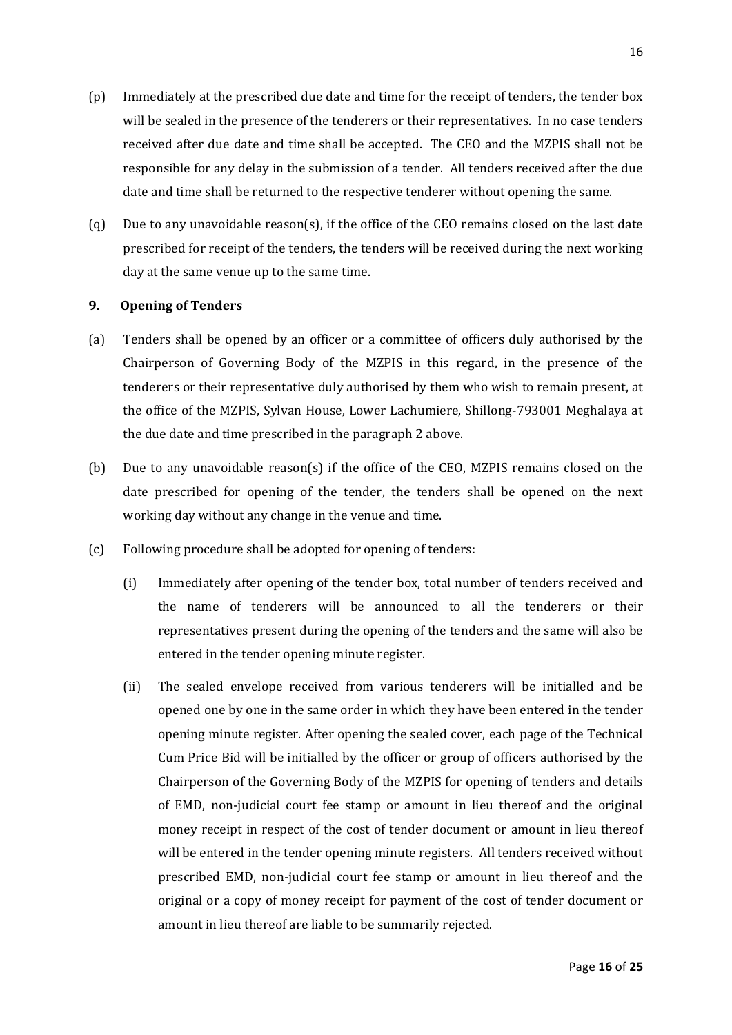(p) Immediately at the prescribed due date and time for the receipt of tenders, the tender box will be sealed in the presence of the tenderers or their representatives. In no case tenders received after due date and time shall be accepted. The CEO and the MZPIS shall not be responsible for any delay in the submission of a tender. All tenders received after the due date and time shall be returned to the respective tenderer without opening the same.

(q) Due to any unavoidable reason(s), if the office of the CEO remains closed on the last date prescribed for receipt of the tenders, the tenders will be received during the next working day at the same venue up to the same time.

### 9. Opening of Tenders

(a) Tenders shall be opened by an officer or a committee of officers duly authorised by the Chairperson of Governing Body of the MZPIS in this regard, in the presence of the tenderers or their representative duly authorised by them who wish to remain present, at the office of the MZPIS, Sylvan House, Lower Lachumiere, Shillong-793001 Meghalaya at the due date and time prescribed in the paragraph 2 above.

(b) Due to any unavoidable reason(s) if the office of the CEO, MZPIS remains closed on the date prescribed for opening of the tender, the tenders shall be opened on the next working day without any change in the venue and time.

(c) Following procedure shall be adopted for opening of tenders:

   (i) Immediately after opening of the tender box, total number of tenders received and the name of tenderers will be announced to all the tenderers or their representatives present during the opening of the tenders and the same will also be entered in the tender opening minute register.

   (ii) The sealed envelope received from various tenderers will be initialled and be opened one by one in the same order in which they have been entered in the tender opening minute register. After opening the sealed cover, each page of the Technical Cum Price Bid will be initialled by the officer or group of officers authorised by the Chairperson of the Governing Body of the MZPIS for opening of tenders and details of EMD, non-judicial court fee stamp or amount in lieu thereof and the original money receipt in respect of the cost of tender document or amount in lieu thereof will be entered in the tender opening minute registers. All tenders received without prescribed EMD, non-judicial court fee stamp or amount in lieu thereof and the original or a copy of money receipt for payment of the cost of tender document or amount in lieu thereof are liable to be summarily rejected.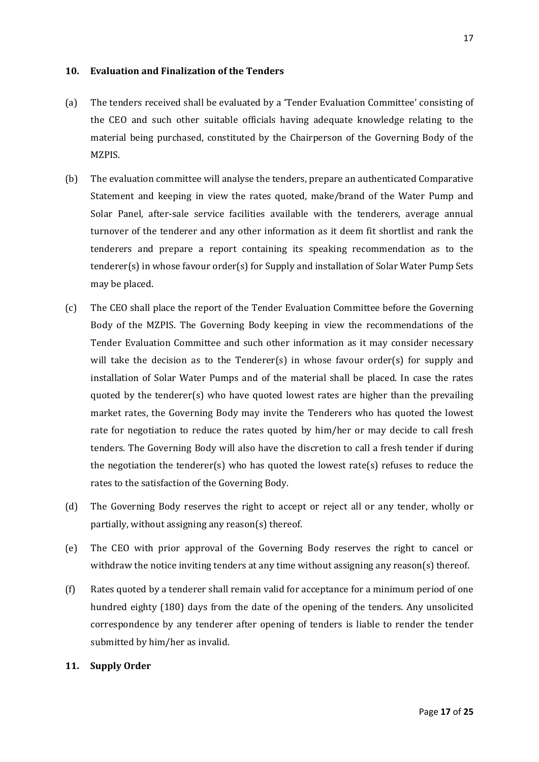## 10. Evaluation and Finalization of the Tenders

(a) The tenders received shall be evaluated by a 'Tender Evaluation Committee' consisting of the CEO and such other suitable officials having adequate knowledge relating to the material being purchased, constituted by the Chairperson of the Governing Body of the MZPIS.

(b) The evaluation committee will analyse the tenders, prepare an authenticated Comparative Statement and keeping in view the rates quoted, make/brand of the Water Pump and Solar Panel, after-sale service facilities available with the tenderers, average annual turnover of the tenderer and any other information as it deem fit shortlist and rank the tenderers and prepare a report containing its speaking recommendation as to the tenderer(s) in whose favour order(s) for Supply and installation of Solar Water Pump Sets may be placed.

(c) The CEO shall place the report of the Tender Evaluation Committee before the Governing Body of the MZPIS. The Governing Body keeping in view the recommendations of the Tender Evaluation Committee and such other information as it may consider necessary will take the decision as to the Tenderer(s) in whose favour order(s) for supply and installation of Solar Water Pumps and of the material shall be placed. In case the rates quoted by the tenderer(s) who have quoted lowest rates are higher than the prevailing market rates, the Governing Body may invite the Tenderers who has quoted the lowest rate for negotiation to reduce the rates quoted by him/her or may decide to call fresh tenders. The Governing Body will also have the discretion to call a fresh tender if during the negotiation the tenderer(s) who has quoted the lowest rate(s) refuses to reduce the rates to the satisfaction of the Governing Body.

(d) The Governing Body reserves the right to accept or reject all or any tender, wholly or partially, without assigning any reason(s) thereof.

(e) The CEO with prior approval of the Governing Body reserves the right to cancel or withdraw the notice inviting tenders at any time without assigning any reason(s) thereof.

(f) Rates quoted by a tenderer shall remain valid for acceptance for a minimum period of one hundred eighty (180) days from the date of the opening of the tenders. Any unsolicited correspondence by any tenderer after opening of tenders is liable to render the tender submitted by him/her as invalid.

## 11. Supply Order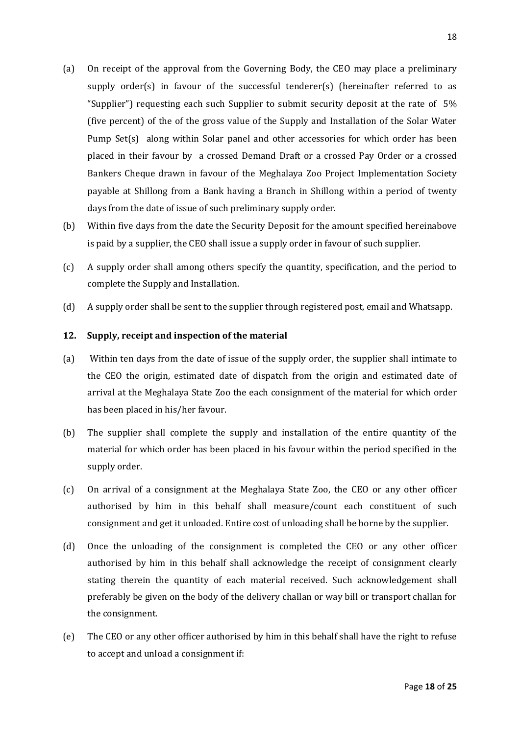(a) On receipt of the approval from the Governing Body, the CEO may place a preliminary supply order(s) in favour of the successful tenderer(s) (hereinafter referred to as "Supplier") requesting each such Supplier to submit security deposit at the rate of 5% (five percent) of the of the gross value of the Supply and Installation of the Solar Water Pump Set(s) along within Solar panel and other accessories for which order has been placed in their favour by a crossed Demand Draft or a crossed Pay Order or a crossed Bankers Cheque drawn in favour of the Meghalaya Zoo Project Implementation Society payable at Shillong from a Bank having a Branch in Shillong within a period of twenty days from the date of issue of such preliminary supply order.

(b) Within five days from the date the Security Deposit for the amount specified hereinabove is paid by a supplier, the CEO shall issue a supply order in favour of such supplier.

(c) A supply order shall among others specify the quantity, specification, and the period to complete the Supply and Installation.

(d) A supply order shall be sent to the supplier through registered post, email and Whatsapp.

## 12. Supply, receipt and inspection of the material

(a) Within ten days from the date of issue of the supply order, the supplier shall intimate to the CEO the origin, estimated date of dispatch from the origin and estimated date of arrival at the Meghalaya State Zoo the each consignment of the material for which order has been placed in his/her favour.

(b) The supplier shall complete the supply and installation of the entire quantity of the material for which order has been placed in his favour within the period specified in the supply order.

(c) On arrival of a consignment at the Meghalaya State Zoo, the CEO or any other officer authorised by him in this behalf shall measure/count each constituent of such consignment and get it unloaded. Entire cost of unloading shall be borne by the supplier.

(d) Once the unloading of the consignment is completed the CEO or any other officer authorised by him in this behalf shall acknowledge the receipt of consignment clearly stating therein the quantity of each material received. Such acknowledgement shall preferably be given on the body of the delivery challan or way bill or transport challan for the consignment.

(e) The CEO or any other officer authorised by him in this behalf shall have the right to refuse to accept and unload a consignment if: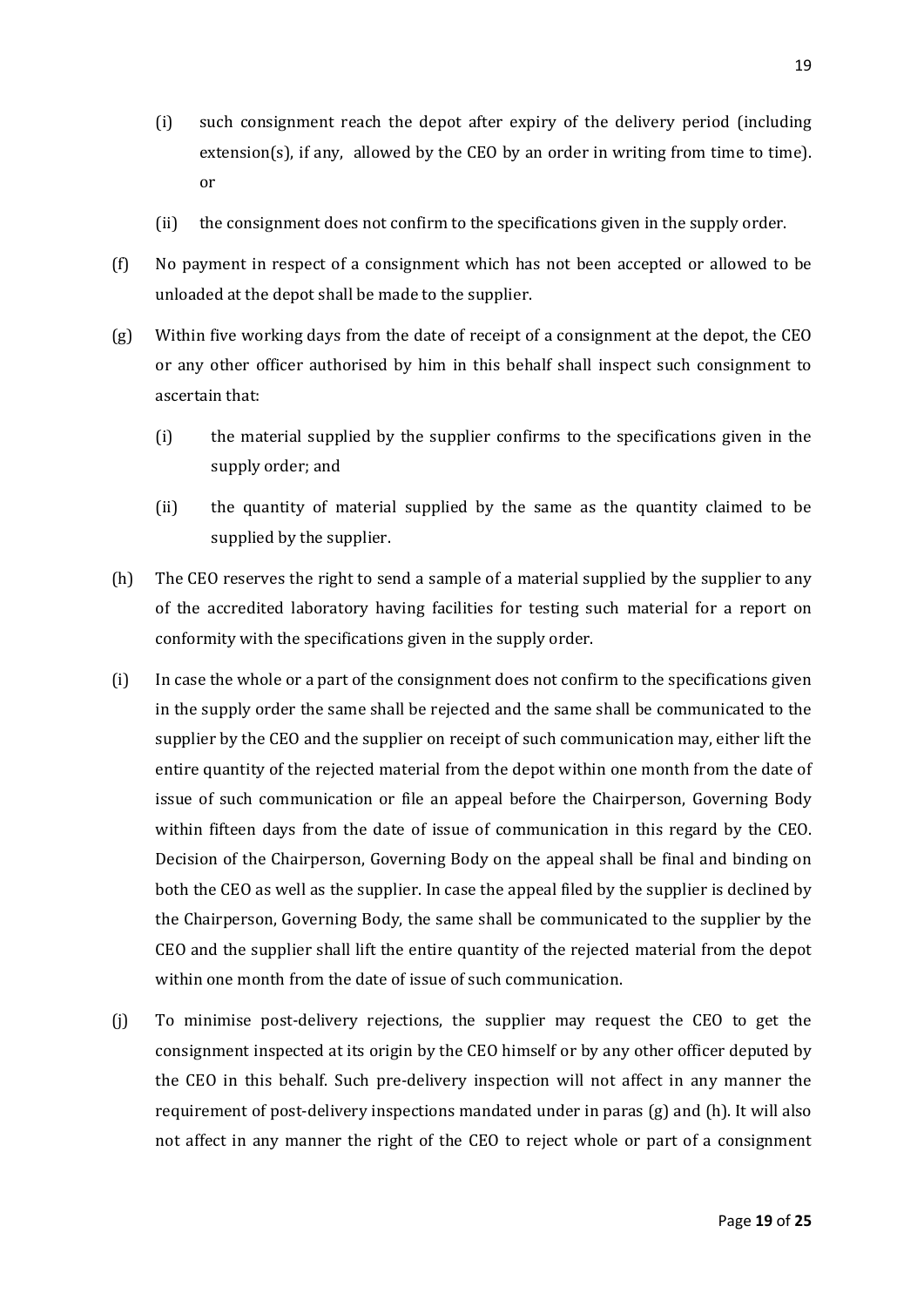(i) such consignment reach the depot after expiry of the delivery period (including extension(s), if any, allowed by the CEO by an order in writing from time to time). or

(ii) the consignment does not confirm to the specifications given in the supply order.

(f) No payment in respect of a consignment which has not been accepted or allowed to be unloaded at the depot shall be made to the supplier.

(g) Within five working days from the date of receipt of a consignment at the depot, the CEO or any other officer authorised by him in this behalf shall inspect such consignment to ascertain that:

(i) the material supplied by the supplier confirms to the specifications given in the supply order; and

(ii) the quantity of material supplied by the same as the quantity claimed to be supplied by the supplier.

(h) The CEO reserves the right to send a sample of a material supplied by the supplier to any of the accredited laboratory having facilities for testing such material for a report on conformity with the specifications given in the supply order.

(i) In case the whole or a part of the consignment does not confirm to the specifications given in the supply order the same shall be rejected and the same shall be communicated to the supplier by the CEO and the supplier on receipt of such communication may, either lift the entire quantity of the rejected material from the depot within one month from the date of issue of such communication or file an appeal before the Chairperson, Governing Body within fifteen days from the date of issue of communication in this regard by the CEO. Decision of the Chairperson, Governing Body on the appeal shall be final and binding on both the CEO as well as the supplier. In case the appeal filed by the supplier is declined by the Chairperson, Governing Body, the same shall be communicated to the supplier by the CEO and the supplier shall lift the entire quantity of the rejected material from the depot within one month from the date of issue of such communication.

(j) To minimise post-delivery rejections, the supplier may request the CEO to get the consignment inspected at its origin by the CEO himself or by any other officer deputed by the CEO in this behalf. Such pre-delivery inspection will not affect in any manner the requirement of post-delivery inspections mandated under in paras (g) and (h). It will also not affect in any manner the right of the CEO to reject whole or part of a consignment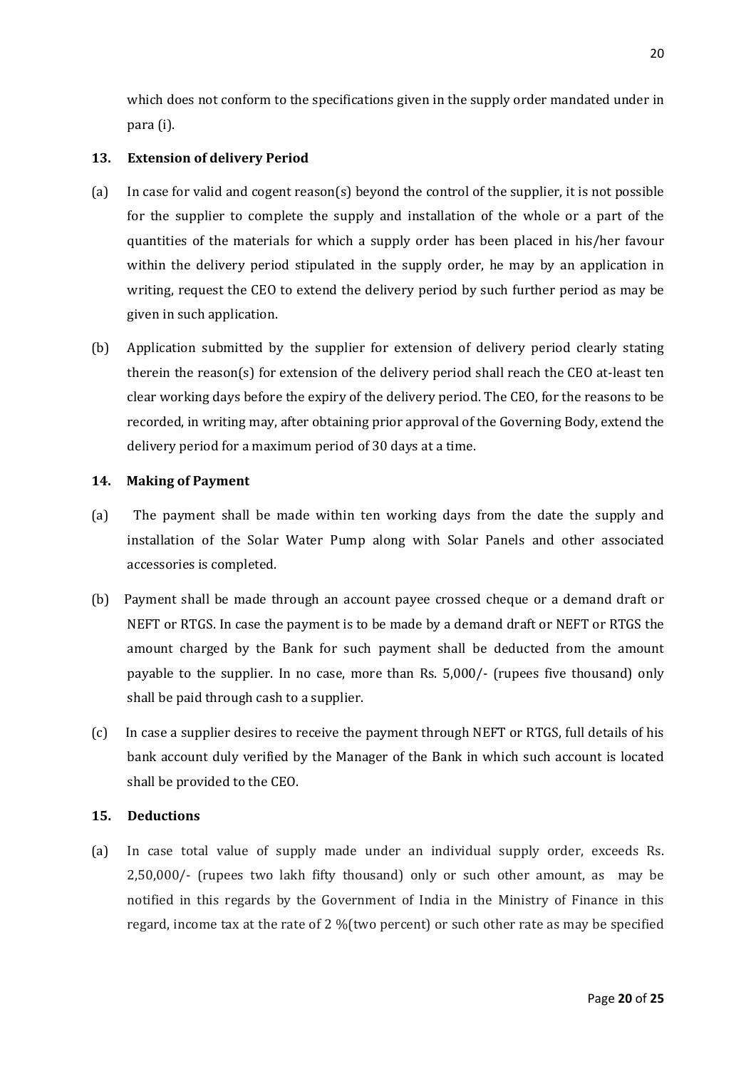which does not conform to the specifications given in the supply order mandated under in para (i).

### 13. Extension of delivery Period

(a) In case for valid and cogent reason(s) beyond the control of the supplier, it is not possible for the supplier to complete the supply and installation of the whole or a part of the quantities of the materials for which a supply order has been placed in his/her favour within the delivery period stipulated in the supply order, he may by an application in writing, request the CEO to extend the delivery period by such further period as may be given in such application.

(b) Application submitted by the supplier for extension of delivery period clearly stating therein the reason(s) for extension of the delivery period shall reach the CEO at-least ten clear working days before the expiry of the delivery period. The CEO, for the reasons to be recorded, in writing may, after obtaining prior approval of the Governing Body, extend the delivery period for a maximum period of 30 days at a time.

### 14. Making of Payment

(a) The payment shall be made within ten working days from the date the supply and installation of the Solar Water Pump along with Solar Panels and other associated accessories is completed.

(b) Payment shall be made through an account payee crossed cheque or a demand draft or NEFT or RTGS. In case the payment is to be made by a demand draft or NEFT or RTGS the amount charged by the Bank for such payment shall be deducted from the amount payable to the supplier. In no case, more than Rs. 5,000/- (rupees five thousand) only shall be paid through cash to a supplier.

(c) In case a supplier desires to receive the payment through NEFT or RTGS, full details of his bank account duly verified by the Manager of the Bank in which such account is located shall be provided to the CEO.

### 15. Deductions

(a) In case total value of supply made under an individual supply order, exceeds Rs. 2,50,000/- (rupees two lakh fifty thousand) only or such other amount, as may be notified in this regards by the Government of India in the Ministry of Finance in this regard, income tax at the rate of 2 %(two percent) or such other rate as may be specified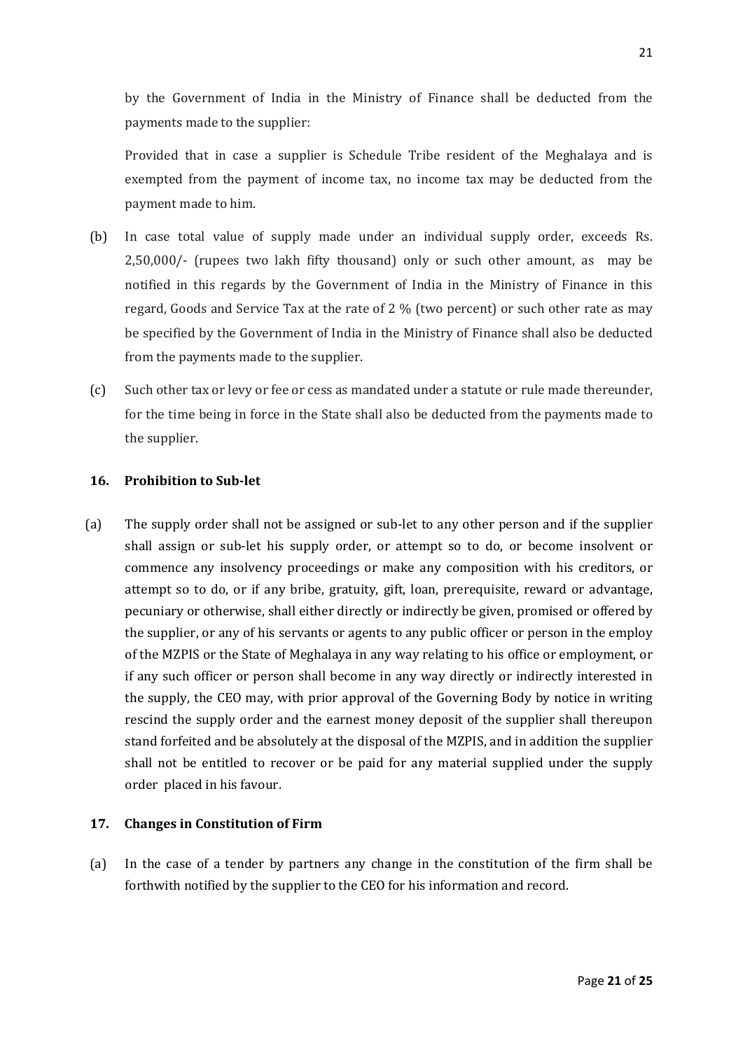by the Government of India in the Ministry of Finance shall be deducted from the payments made to the supplier:

Provided that in case a supplier is Schedule Tribe resident of the Meghalaya and is exempted from the payment of income tax, no income tax may be deducted from the payment made to him.

(b) In case total value of supply made under an individual supply order, exceeds Rs. 2,50,000/- (rupees two lakh fifty thousand) only or such other amount, as may be notified in this regards by the Government of India in the Ministry of Finance in this regard, Goods and Service Tax at the rate of 2 % (two percent) or such other rate as may be specified by the Government of India in the Ministry of Finance shall also be deducted from the payments made to the supplier.

(c) Such other tax or levy or fee or cess as mandated under a statute or rule made thereunder, for the time being in force in the State shall also be deducted from the payments made to the supplier.

**16. Prohibition to Sub-let**

(a) The supply order shall not be assigned or sub-let to any other person and if the supplier shall assign or sub-let his supply order, or attempt so to do, or become insolvent or commence any insolvency proceedings or make any composition with his creditors, or attempt so to do, or if any bribe, gratuity, gift, loan, prerequisite, reward or advantage, pecuniary or otherwise, shall either directly or indirectly be given, promised or offered by the supplier, or any of his servants or agents to any public officer or person in the employ of the MZPIS or the State of Meghalaya in any way relating to his office or employment, or if any such officer or person shall become in any way directly or indirectly interested in the supply, the CEO may, with prior approval of the Governing Body by notice in writing rescind the supply order and the earnest money deposit of the supplier shall thereupon stand forfeited and be absolutely at the disposal of the MZPIS, and in addition the supplier shall not be entitled to recover or be paid for any material supplied under the supply order placed in his favour.

**17. Changes in Constitution of Firm**

(a) In the case of a tender by partners any change in the constitution of the firm shall be forthwith notified by the supplier to the CEO for his information and record.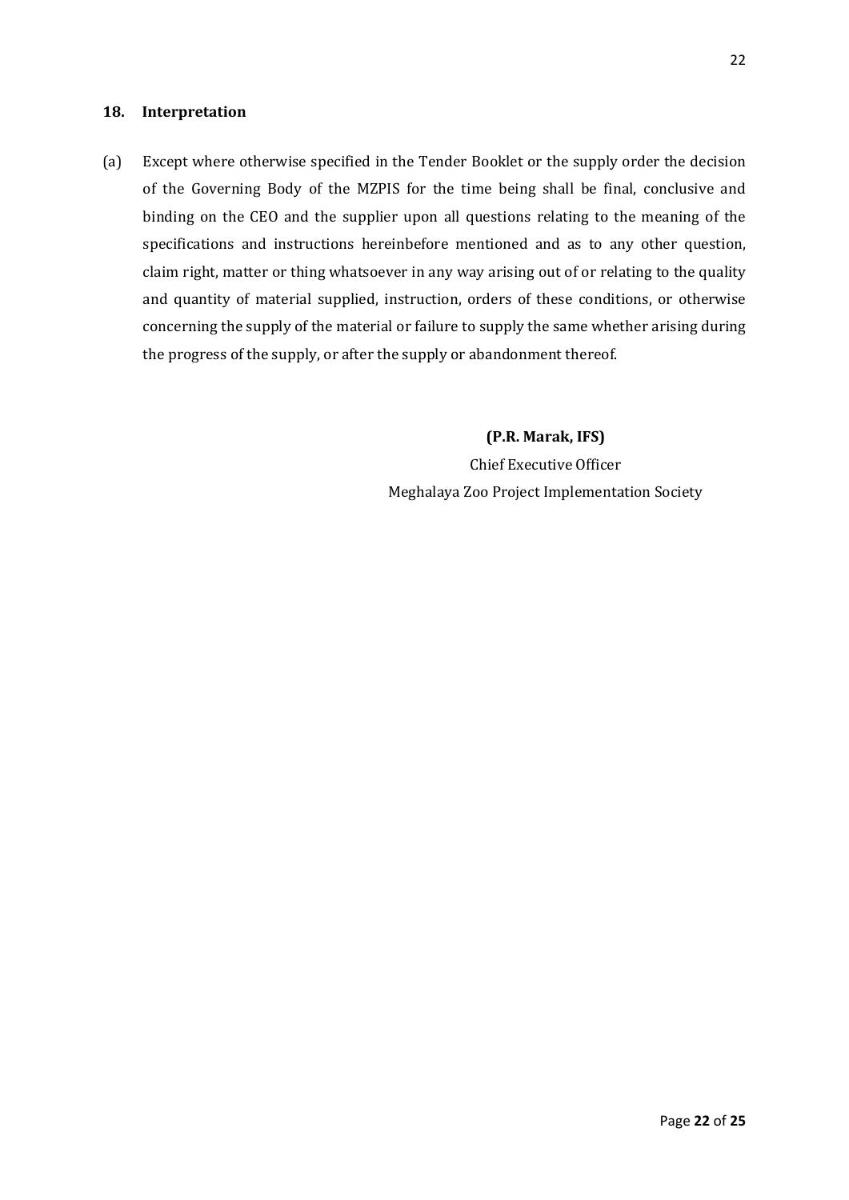## 18. Interpretation

(a) Except where otherwise specified in the Tender Booklet or the supply order the decision of the Governing Body of the MZPIS for the time being shall be final, conclusive and binding on the CEO and the supplier upon all questions relating to the meaning of the specifications and instructions hereinbefore mentioned and as to any other question, claim right, matter or thing whatsoever in any way arising out of or relating to the quality and quantity of material supplied, instruction, orders of these conditions, or otherwise concerning the supply of the material or failure to supply the same whether arising during the progress of the supply, or after the supply or abandonment thereof.

**(P.R. Marak, IFS)**
Chief Executive Officer
Meghalaya Zoo Project Implementation Society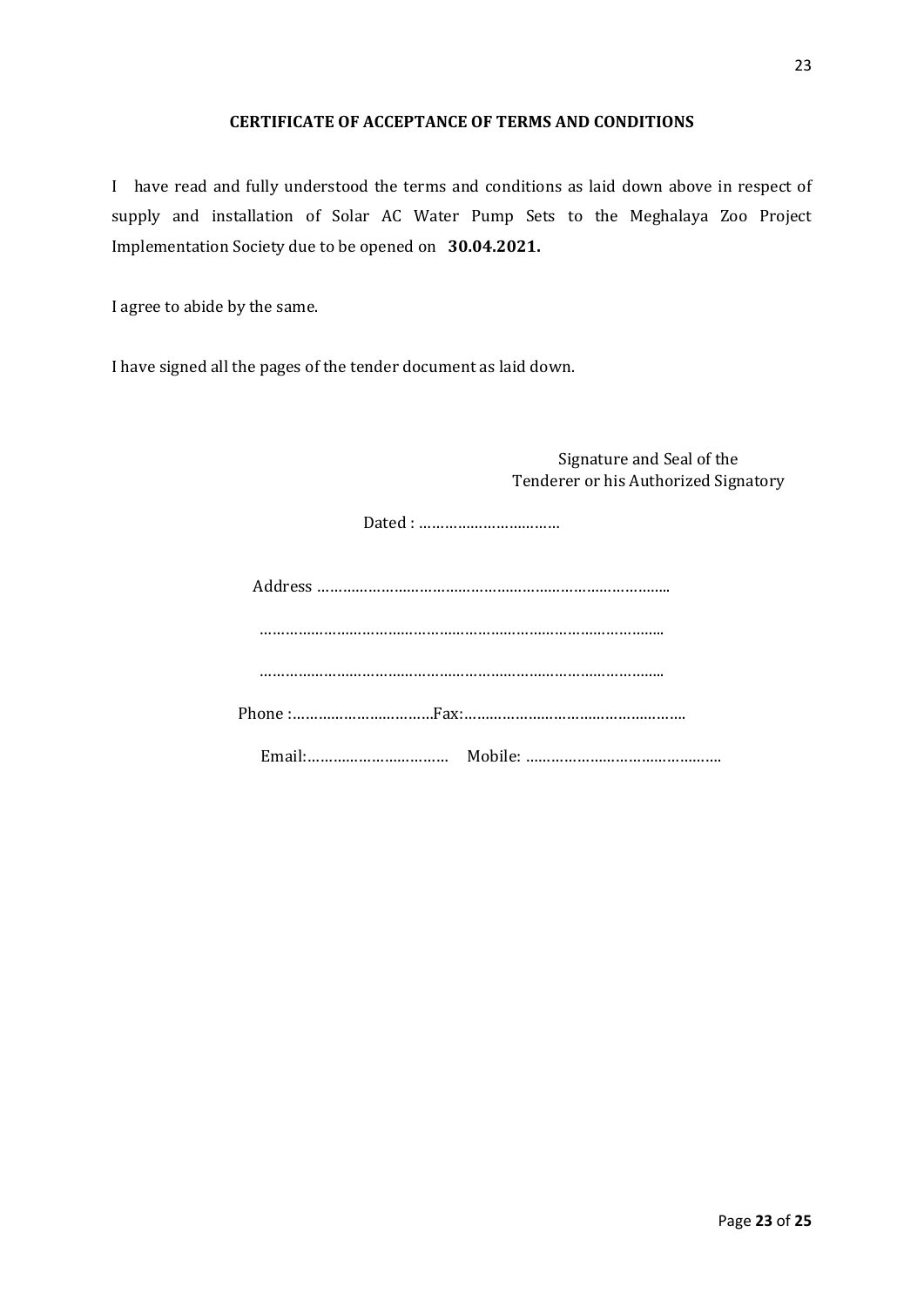**CERTIFICATE OF ACCEPTANCE OF TERMS AND CONDITIONS**

I have read and fully understood the terms and conditions as laid down above in respect of supply and installation of Solar AC Water Pump Sets to the Meghalaya Zoo Project Implementation Society due to be opened on **30.04.2021.**

I agree to abide by the same.

I have signed all the pages of the tender document as laid down.

Signature and Seal of the
Tenderer or his Authorized Signatory

Dated : ……………………………

Address ………………………………………………………………………..

………………………………………………………………………………..

………………………………………………………………………………..

Phone :……………………………Fax:……………………………………………..

Email:……………………………  Mobile: ………………………………………..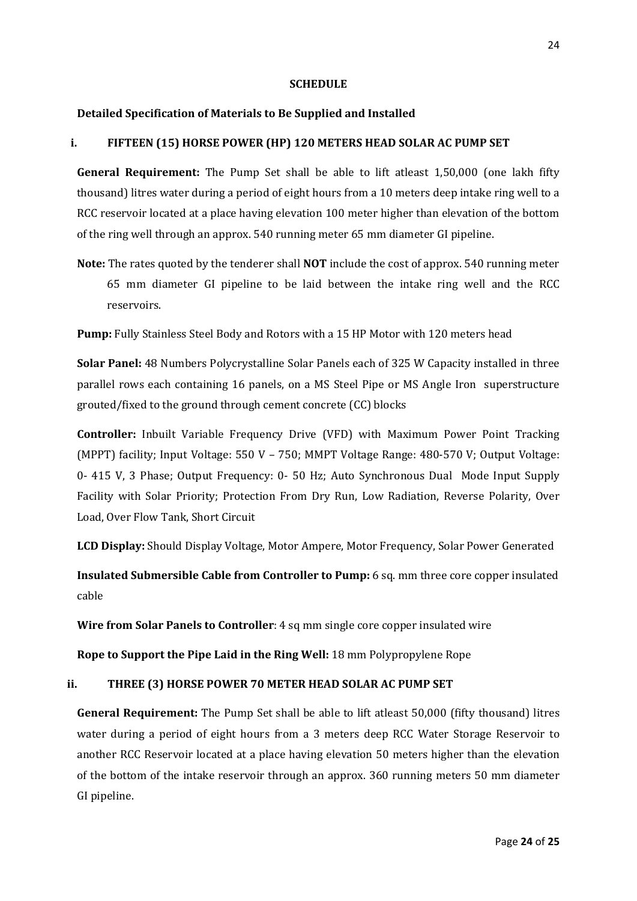**SCHEDULE**

**Detailed Specification of Materials to Be Supplied and Installed**

**i. FIFTEEN (15) HORSE POWER (HP) 120 METERS HEAD SOLAR AC PUMP SET**

**General Requirement:** The Pump Set shall be able to lift atleast 1,50,000 (one lakh fifty thousand) litres water during a period of eight hours from a 10 meters deep intake ring well to a RCC reservoir located at a place having elevation 100 meter higher than elevation of the bottom of the ring well through an approx. 540 running meter 65 mm diameter GI pipeline.

**Note:** The rates quoted by the tenderer shall **NOT** include the cost of approx. 540 running meter 65 mm diameter GI pipeline to be laid between the intake ring well and the RCC reservoirs.

**Pump:** Fully Stainless Steel Body and Rotors with a 15 HP Motor with 120 meters head

**Solar Panel:** 48 Numbers Polycrystalline Solar Panels each of 325 W Capacity installed in three parallel rows each containing 16 panels, on a MS Steel Pipe or MS Angle Iron superstructure grouted/fixed to the ground through cement concrete (CC) blocks

**Controller:** Inbuilt Variable Frequency Drive (VFD) with Maximum Power Point Tracking (MPPT) facility; Input Voltage: 550 V – 750; MMPT Voltage Range: 480-570 V; Output Voltage: 0- 415 V, 3 Phase; Output Frequency: 0- 50 Hz; Auto Synchronous Dual Mode Input Supply Facility with Solar Priority; Protection From Dry Run, Low Radiation, Reverse Polarity, Over Load, Over Flow Tank, Short Circuit

**LCD Display:** Should Display Voltage, Motor Ampere, Motor Frequency, Solar Power Generated

**Insulated Submersible Cable from Controller to Pump:** 6 sq. mm three core copper insulated cable

**Wire from Solar Panels to Controller**: 4 sq mm single core copper insulated wire

**Rope to Support the Pipe Laid in the Ring Well:** 18 mm Polypropylene Rope

**ii. THREE (3) HORSE POWER 70 METER HEAD SOLAR AC PUMP SET**

**General Requirement:** The Pump Set shall be able to lift atleast 50,000 (fifty thousand) litres water during a period of eight hours from a 3 meters deep RCC Water Storage Reservoir to another RCC Reservoir located at a place having elevation 50 meters higher than the elevation of the bottom of the intake reservoir through an approx. 360 running meters 50 mm diameter GI pipeline.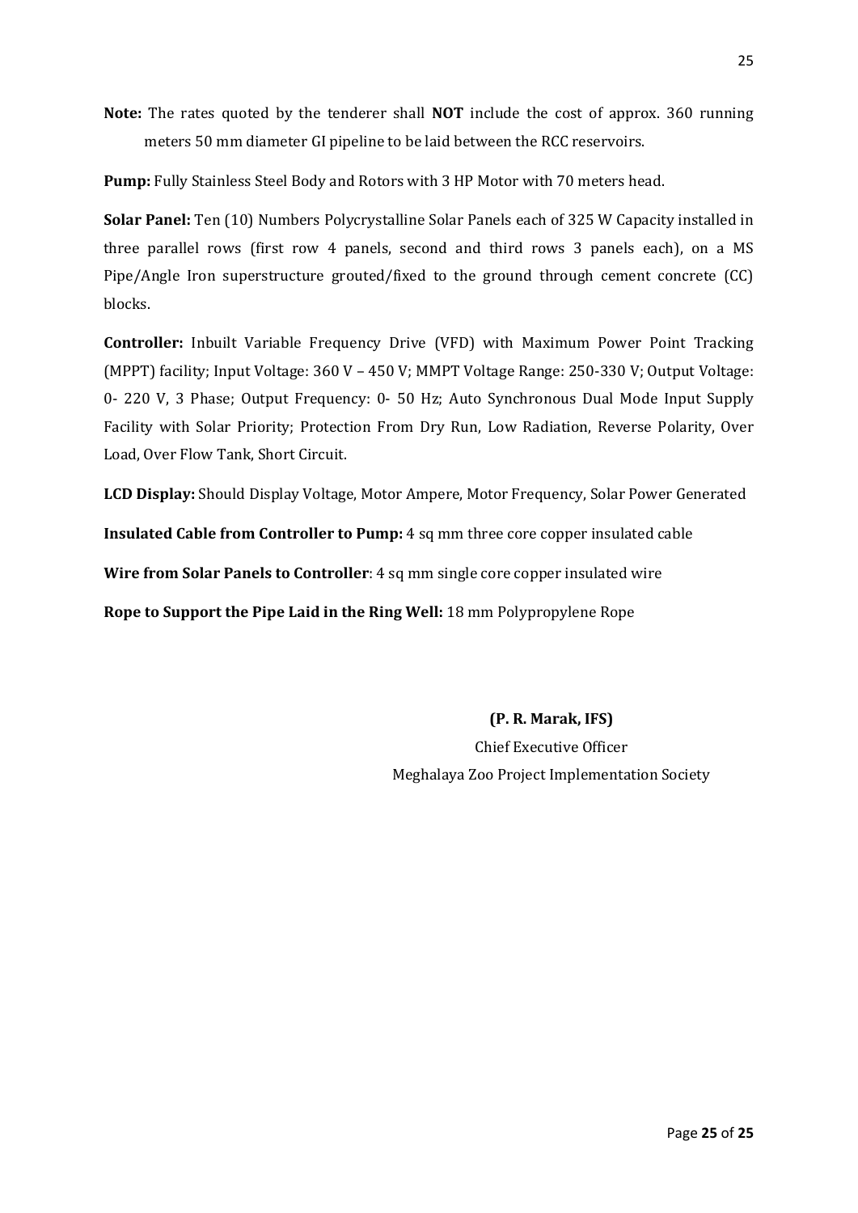**Note:** The rates quoted by the tenderer shall **NOT** include the cost of approx. 360 running meters 50 mm diameter GI pipeline to be laid between the RCC reservoirs.

**Pump:** Fully Stainless Steel Body and Rotors with 3 HP Motor with 70 meters head.

**Solar Panel:** Ten (10) Numbers Polycrystalline Solar Panels each of 325 W Capacity installed in three parallel rows (first row 4 panels, second and third rows 3 panels each), on a MS Pipe/Angle Iron superstructure grouted/fixed to the ground through cement concrete (CC) blocks.

**Controller:** Inbuilt Variable Frequency Drive (VFD) with Maximum Power Point Tracking (MPPT) facility; Input Voltage: 360 V – 450 V; MMPT Voltage Range: 250-330 V; Output Voltage: 0- 220 V, 3 Phase; Output Frequency: 0- 50 Hz; Auto Synchronous Dual Mode Input Supply Facility with Solar Priority; Protection From Dry Run, Low Radiation, Reverse Polarity, Over Load, Over Flow Tank, Short Circuit.

**LCD Display:** Should Display Voltage, Motor Ampere, Motor Frequency, Solar Power Generated

**Insulated Cable from Controller to Pump:** 4 sq mm three core copper insulated cable

**Wire from Solar Panels to Controller**: 4 sq mm single core copper insulated wire

**Rope to Support the Pipe Laid in the Ring Well:** 18 mm Polypropylene Rope

**(P. R. Marak, IFS)**
Chief Executive Officer
Meghalaya Zoo Project Implementation Society